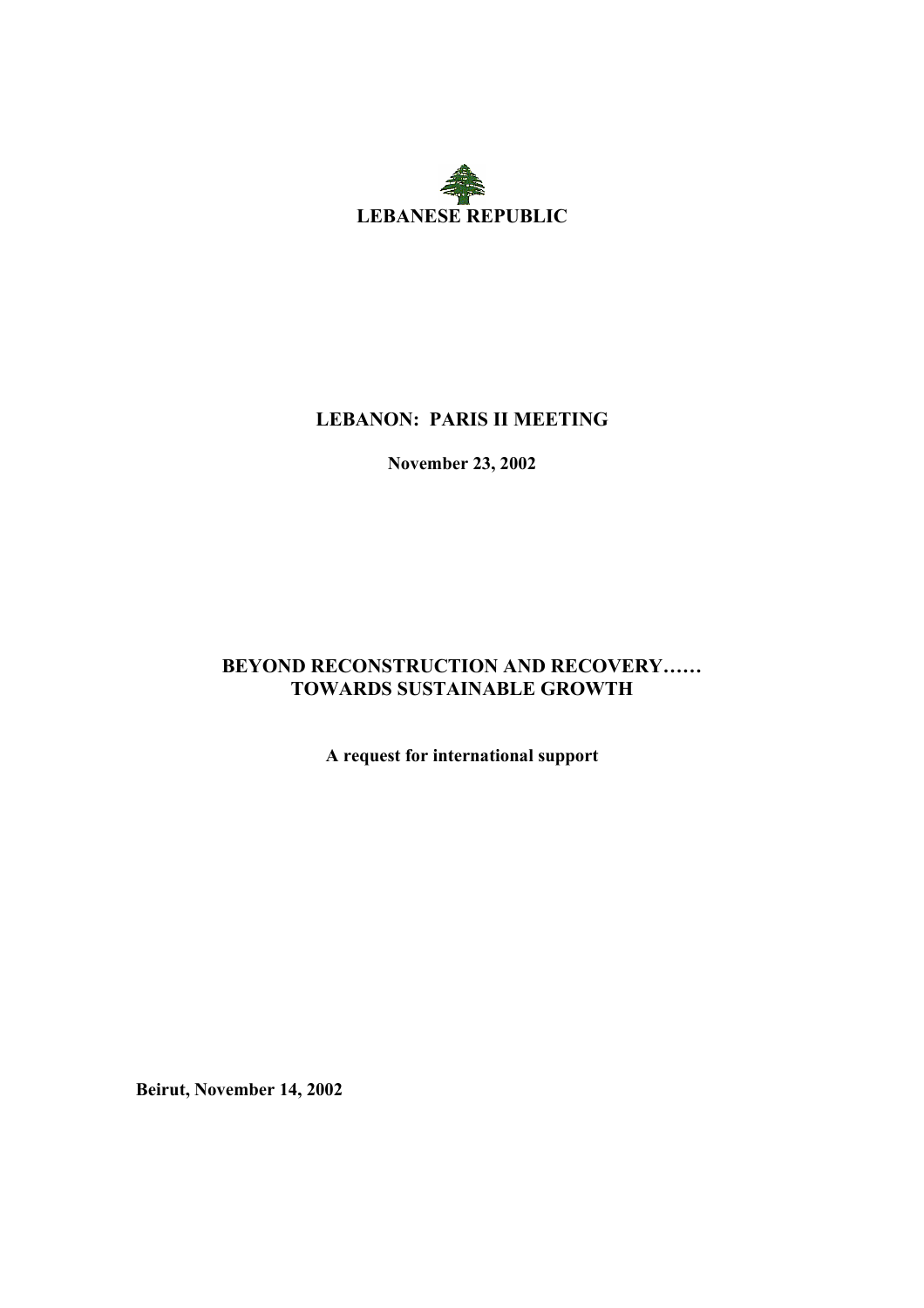**LEBANESE REPUBLIC**

# LEBANON: PARIS II MEETING

**November 23, 2002**

# BEYOND RECONSTRUCTION AND RECOVERY…… TOWARDS SUSTAINABLE GROWTH

**A request for international support**

**Beirut, November 14, 2002**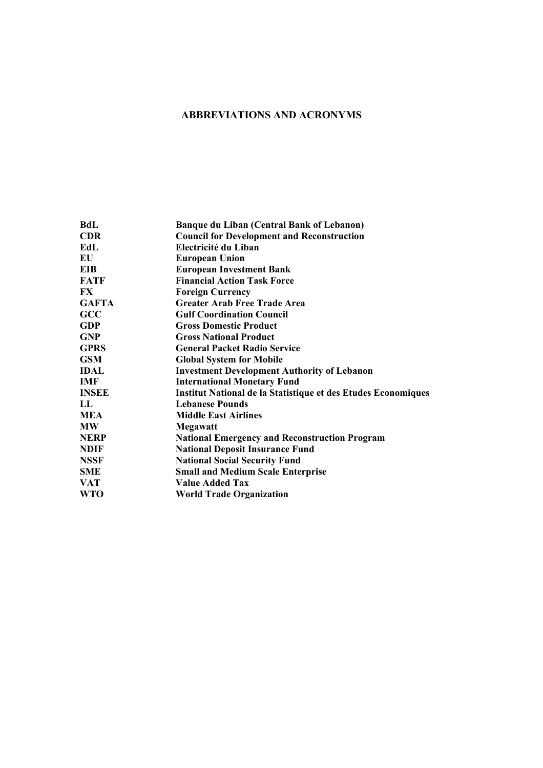## ABBREVIATIONS AND ACRONYMS

| | |
|---|---|
| **BdL** | **Banque du Liban (Central Bank of Lebanon)** |
| **CDR** | **Council for Development and Reconstruction** |
| **EdL** | **Electricité du Liban** |
| **EU** | **European Union** |
| **EIB** | **European Investment Bank** |
| **FATF** | **Financial Action Task Force** |
| **FX** | **Foreign Currency** |
| **GAFTA** | **Greater Arab Free Trade Area** |
| **GCC** | **Gulf Coordination Council** |
| **GDP** | **Gross Domestic Product** |
| **GNP** | **Gross National Product** |
| **GPRS** | **General Packet Radio Service** |
| **GSM** | **Global System for Mobile** |
| **IDAL** | **Investment Development Authority of Lebanon** |
| **IMF** | **International Monetary Fund** |
| **INSEE** | **Institut National de la Statistique et des Etudes Economiques** |
| **LL** | **Lebanese Pounds** |
| **MEA** | **Middle East Airlines** |
| **MW** | **Megawatt** |
| **NERP** | **National Emergency and Reconstruction Program** |
| **NDIF** | **National Deposit Insurance Fund** |
| **NSSF** | **National Social Security Fund** |
| **SME** | **Small and Medium Scale Enterprise** |
| **VAT** | **Value Added Tax** |
| **WTO** | **World Trade Organization** |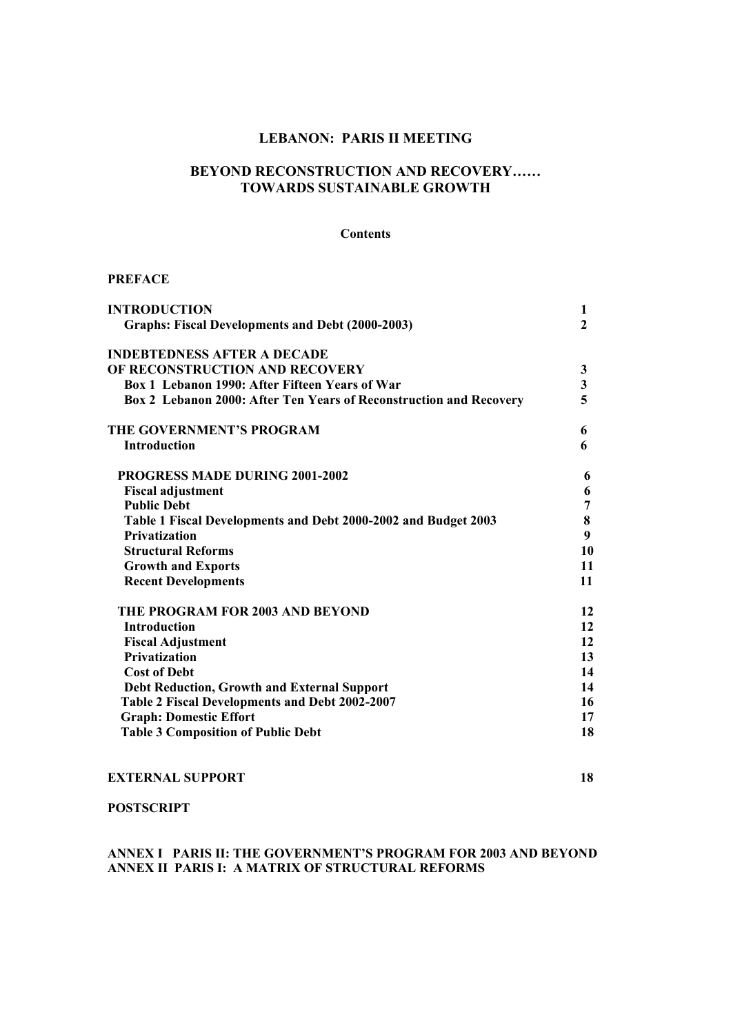# LEBANON: PARIS II MEETING

## BEYOND RECONSTRUCTION AND RECOVERY…… TOWARDS SUSTAINABLE GROWTH

### Contents

**PREFACE**

| | |
|---|---|
| **INTRODUCTION** | **1** |
| **Graphs: Fiscal Developments and Debt (2000-2003)** | **2** |
| | |
| **INDEBTEDNESS AFTER A DECADE OF RECONSTRUCTION AND RECOVERY** | **3** |
| **Box 1 Lebanon 1990: After Fifteen Years of War** | **3** |
| **Box 2 Lebanon 2000: After Ten Years of Reconstruction and Recovery** | **5** |
| | |
| **THE GOVERNMENT'S PROGRAM** | **6** |
| **Introduction** | **6** |
| | |
| **PROGRESS MADE DURING 2001-2002** | **6** |
| **Fiscal adjustment** | **6** |
| **Public Debt** | **7** |
| **Table 1 Fiscal Developments and Debt 2000-2002 and Budget 2003** | **8** |
| **Privatization** | **9** |
| **Structural Reforms** | **10** |
| **Growth and Exports** | **11** |
| **Recent Developments** | **11** |
| | |
| **THE PROGRAM FOR 2003 AND BEYOND** | **12** |
| **Introduction** | **12** |
| **Fiscal Adjustment** | **12** |
| **Privatization** | **13** |
| **Cost of Debt** | **14** |
| **Debt Reduction, Growth and External Support** | **14** |
| **Table 2 Fiscal Developments and Debt 2002-2007** | **16** |
| **Graph: Domestic Effort** | **17** |
| **Table 3 Composition of Public Debt** | **18** |
| | |
| **EXTERNAL SUPPORT** | **18** |

**POSTSCRIPT**

**ANNEX I PARIS II: THE GOVERNMENT'S PROGRAM FOR 2003 AND BEYOND**
**ANNEX II PARIS I: A MATRIX OF STRUCTURAL REFORMS**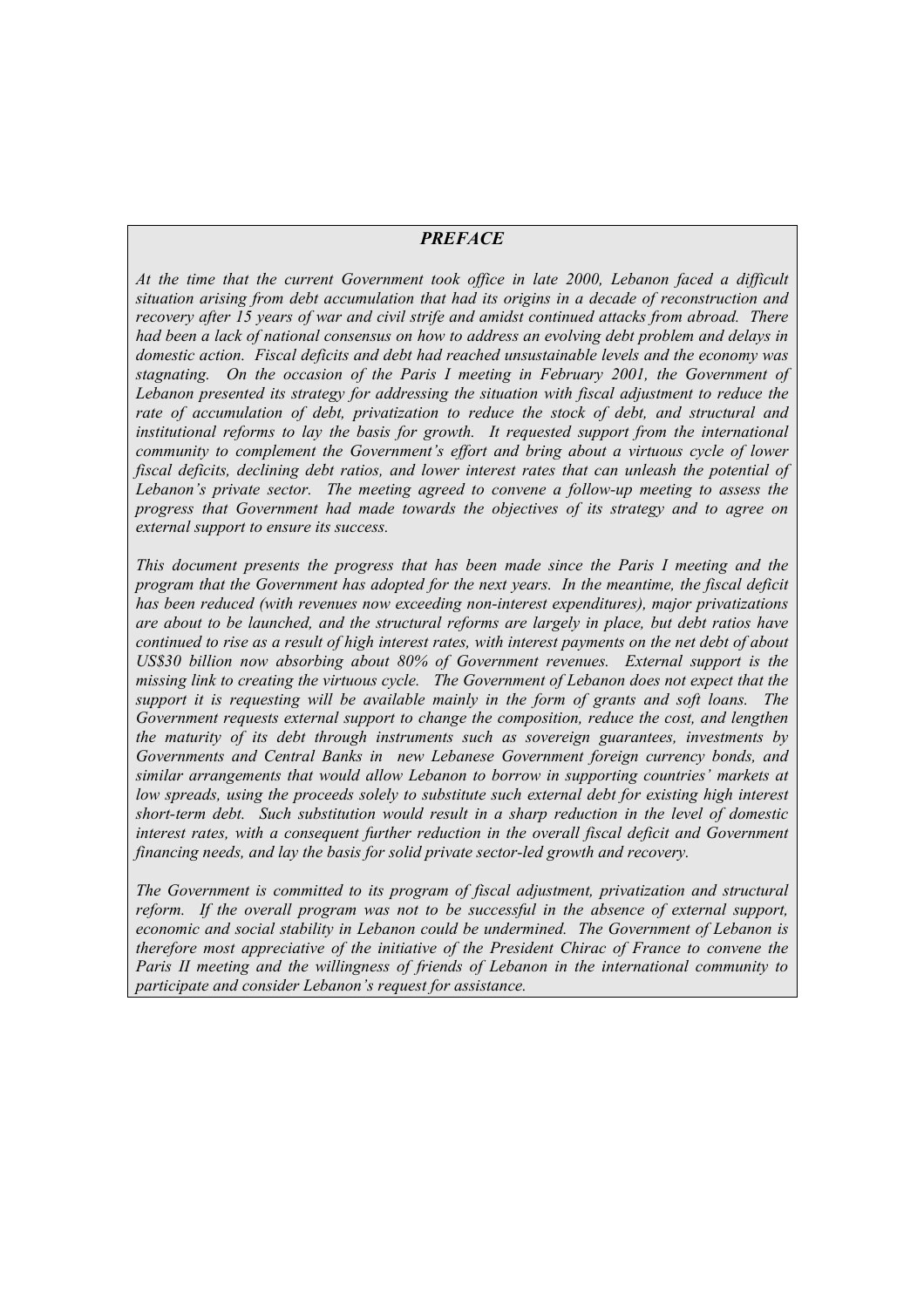## *PREFACE*

*At the time that the current Government took office in late 2000, Lebanon faced a difficult situation arising from debt accumulation that had its origins in a decade of reconstruction and recovery after 15 years of war and civil strife and amidst continued attacks from abroad. There had been a lack of national consensus on how to address an evolving debt problem and delays in domestic action. Fiscal deficits and debt had reached unsustainable levels and the economy was stagnating. On the occasion of the Paris I meeting in February 2001, the Government of Lebanon presented its strategy for addressing the situation with fiscal adjustment to reduce the rate of accumulation of debt, privatization to reduce the stock of debt, and structural and institutional reforms to lay the basis for growth. It requested support from the international community to complement the Government's effort and bring about a virtuous cycle of lower fiscal deficits, declining debt ratios, and lower interest rates that can unleash the potential of Lebanon's private sector. The meeting agreed to convene a follow-up meeting to assess the progress that Government had made towards the objectives of its strategy and to agree on external support to ensure its success.*

*This document presents the progress that has been made since the Paris I meeting and the program that the Government has adopted for the next years. In the meantime, the fiscal deficit has been reduced (with revenues now exceeding non-interest expenditures), major privatizations are about to be launched, and the structural reforms are largely in place, but debt ratios have continued to rise as a result of high interest rates, with interest payments on the net debt of about US$30 billion now absorbing about 80% of Government revenues. External support is the missing link to creating the virtuous cycle. The Government of Lebanon does not expect that the support it is requesting will be available mainly in the form of grants and soft loans. The Government requests external support to change the composition, reduce the cost, and lengthen the maturity of its debt through instruments such as sovereign guarantees, investments by Governments and Central Banks in new Lebanese Government foreign currency bonds, and similar arrangements that would allow Lebanon to borrow in supporting countries' markets at low spreads, using the proceeds solely to substitute such external debt for existing high interest short-term debt. Such substitution would result in a sharp reduction in the level of domestic interest rates, with a consequent further reduction in the overall fiscal deficit and Government financing needs, and lay the basis for solid private sector-led growth and recovery.*

*The Government is committed to its program of fiscal adjustment, privatization and structural reform. If the overall program was not to be successful in the absence of external support, economic and social stability in Lebanon could be undermined. The Government of Lebanon is therefore most appreciative of the initiative of the President Chirac of France to convene the Paris II meeting and the willingness of friends of Lebanon in the international community to participate and consider Lebanon's request for assistance.*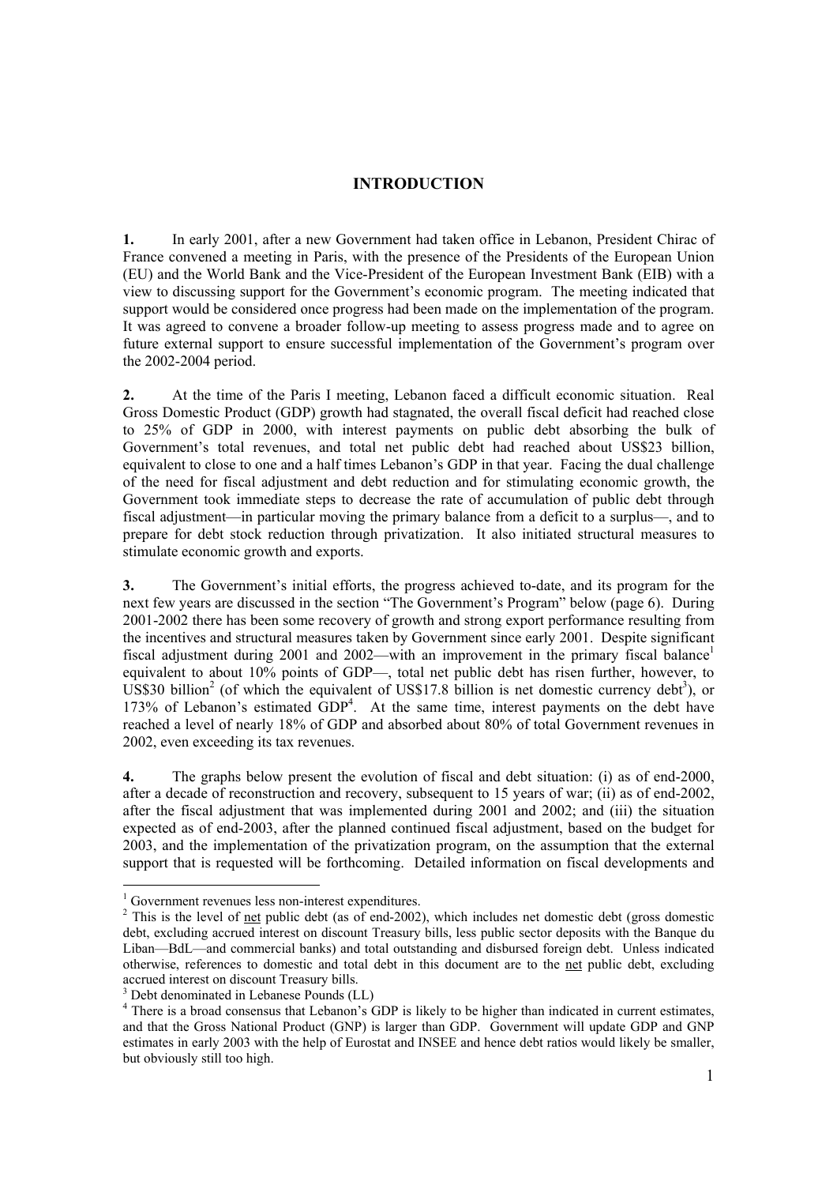# INTRODUCTION

**1.** In early 2001, after a new Government had taken office in Lebanon, President Chirac of France convened a meeting in Paris, with the presence of the Presidents of the European Union (EU) and the World Bank and the Vice-President of the European Investment Bank (EIB) with a view to discussing support for the Government's economic program. The meeting indicated that support would be considered once progress had been made on the implementation of the program. It was agreed to convene a broader follow-up meeting to assess progress made and to agree on future external support to ensure successful implementation of the Government's program over the 2002-2004 period.

**2.** At the time of the Paris I meeting, Lebanon faced a difficult economic situation. Real Gross Domestic Product (GDP) growth had stagnated, the overall fiscal deficit had reached close to 25% of GDP in 2000, with interest payments on public debt absorbing the bulk of Government's total revenues, and total net public debt had reached about US$23 billion, equivalent to close to one and a half times Lebanon's GDP in that year. Facing the dual challenge of the need for fiscal adjustment and debt reduction and for stimulating economic growth, the Government took immediate steps to decrease the rate of accumulation of public debt through fiscal adjustment—in particular moving the primary balance from a deficit to a surplus—, and to prepare for debt stock reduction through privatization. It also initiated structural measures to stimulate economic growth and exports.

**3.** The Government's initial efforts, the progress achieved to-date, and its program for the next few years are discussed in the section "The Government's Program" below (page 6). During 2001-2002 there has been some recovery of growth and strong export performance resulting from the incentives and structural measures taken by Government since early 2001. Despite significant fiscal adjustment during 2001 and 2002—with an improvement in the primary fiscal balance[1] equivalent to about 10% points of GDP—, total net public debt has risen further, however, to US$30 billion[2] (of which the equivalent of US$17.8 billion is net domestic currency debt[3]), or 173% of Lebanon's estimated GDP[4]. At the same time, interest payments on the debt have reached a level of nearly 18% of GDP and absorbed about 80% of total Government revenues in 2002, even exceeding its tax revenues.

**4.** The graphs below present the evolution of fiscal and debt situation: (i) as of end-2000, after a decade of reconstruction and recovery, subsequent to 15 years of war; (ii) as of end-2002, after the fiscal adjustment that was implemented during 2001 and 2002; and (iii) the situation expected as of end-2003, after the planned continued fiscal adjustment, based on the budget for 2003, and the implementation of the privatization program, on the assumption that the external support that is requested will be forthcoming. Detailed information on fiscal developments and

---

[1] Government revenues less non-interest expenditures.

[2] This is the level of net public debt (as of end-2002), which includes net domestic debt (gross domestic debt, excluding accrued interest on discount Treasury bills, less public sector deposits with the Banque du Liban—BdL—and commercial banks) and total outstanding and disbursed foreign debt. Unless indicated otherwise, references to domestic and total debt in this document are to the net public debt, excluding accrued interest on discount Treasury bills.

[3] Debt denominated in Lebanese Pounds (LL)

[4] There is a broad consensus that Lebanon's GDP is likely to be higher than indicated in current estimates, and that the Gross National Product (GNP) is larger than GDP. Government will update GDP and GNP estimates in early 2003 with the help of Eurostat and INSEE and hence debt ratios would likely be smaller, but obviously still too high.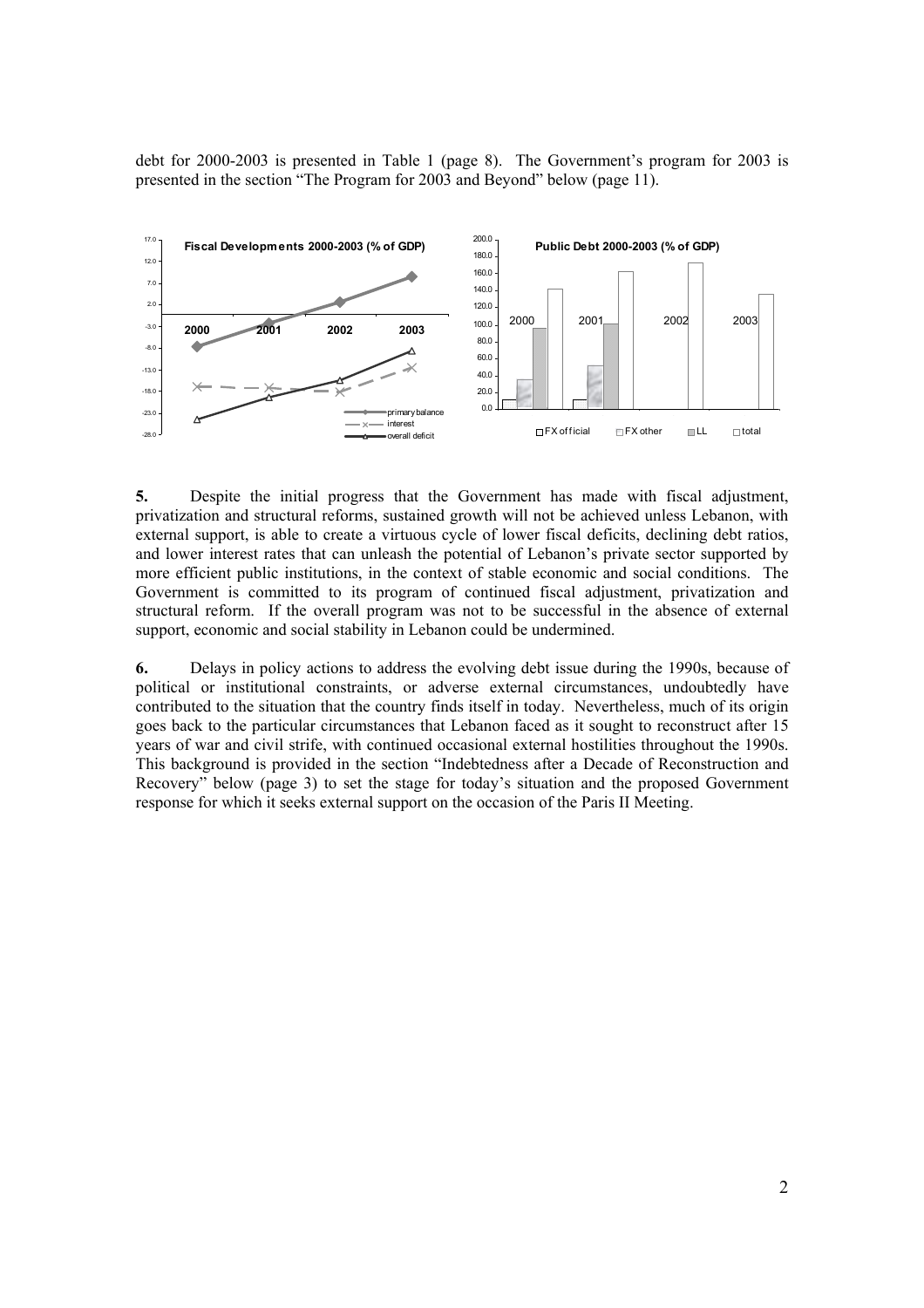debt for 2000-2003 is presented in Table 1 (page 8). The Government's program for 2003 is presented in the section "The Program for 2003 and Beyond" below (page 11).

Fiscal Developments 2000-2003 (% of GDP)

17.0
12.0
7.0
2.0
-3.0
-8.0
-13.0
-18.0
-23.0
-28.0

2000 2001 2002 2003

primary balance
interest
overall deficit

Public Debt 2000-2003 (% of GDP)

200.0
180.0
160.0
140.0
120.0
100.0
80.0
60.0
40.0
20.0
0.0

2000 2001 2002 2003

FX official FX other LL total

**5.** Despite the initial progress that the Government has made with fiscal adjustment, privatization and structural reforms, sustained growth will not be achieved unless Lebanon, with external support, is able to create a virtuous cycle of lower fiscal deficits, declining debt ratios, and lower interest rates that can unleash the potential of Lebanon's private sector supported by more efficient public institutions, in the context of stable economic and social conditions. The Government is committed to its program of continued fiscal adjustment, privatization and structural reform. If the overall program was not to be successful in the absence of external support, economic and social stability in Lebanon could be undermined.

**6.** Delays in policy actions to address the evolving debt issue during the 1990s, because of political or institutional constraints, or adverse external circumstances, undoubtedly have contributed to the situation that the country finds itself in today. Nevertheless, much of its origin goes back to the particular circumstances that Lebanon faced as it sought to reconstruct after 15 years of war and civil strife, with continued occasional external hostilities throughout the 1990s. This background is provided in the section "Indebtedness after a Decade of Reconstruction and Recovery" below (page 3) to set the stage for today's situation and the proposed Government response for which it seeks external support on the occasion of the Paris II Meeting.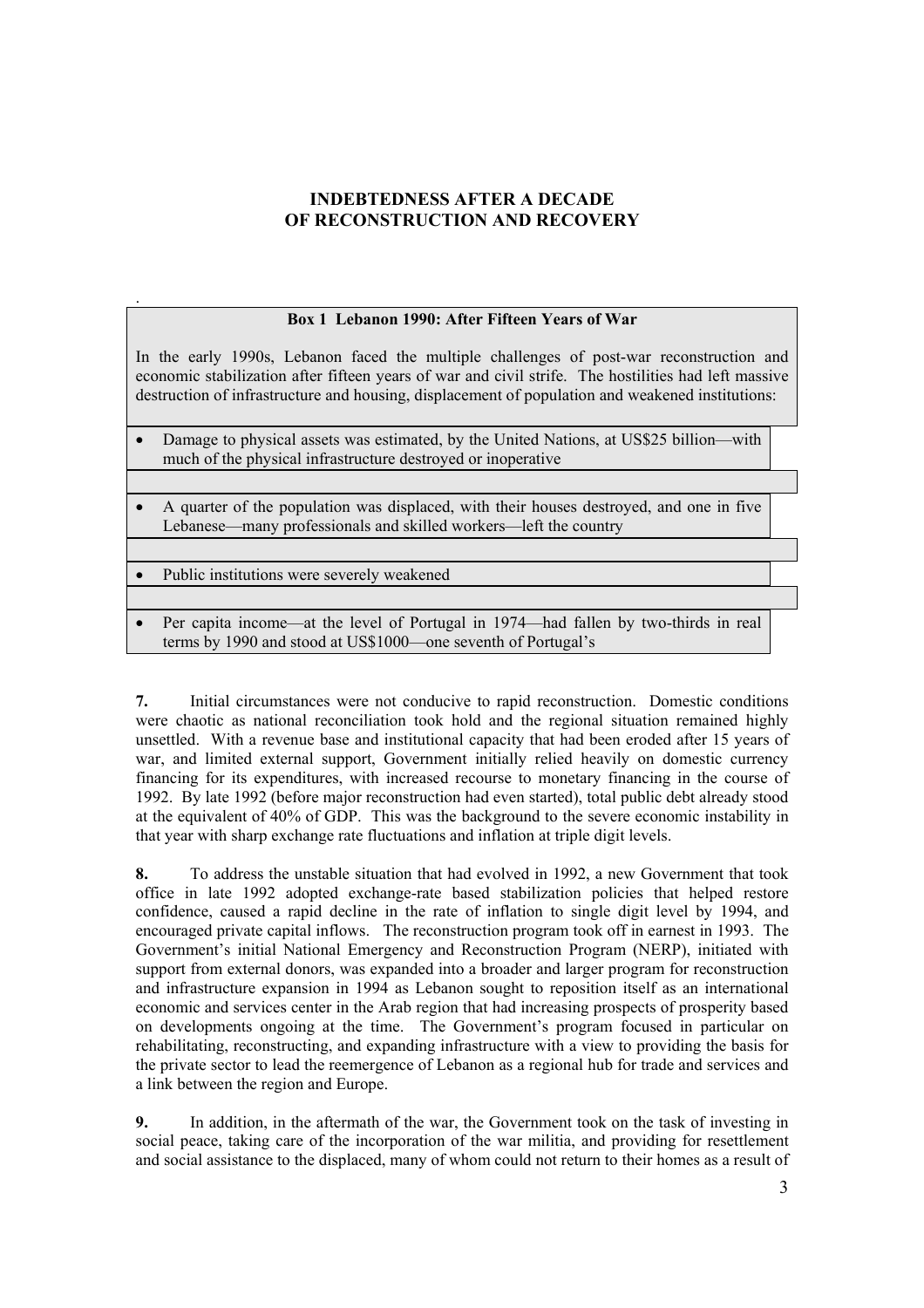## INDEBTEDNESS AFTER A DECADE OF RECONSTRUCTION AND RECOVERY

.

**Box 1 Lebanon 1990: After Fifteen Years of War**

In the early 1990s, Lebanon faced the multiple challenges of post-war reconstruction and economic stabilization after fifteen years of war and civil strife. The hostilities had left massive destruction of infrastructure and housing, displacement of population and weakened institutions:

- Damage to physical assets was estimated, by the United Nations, at US$25 billion—with much of the physical infrastructure destroyed or inoperative
- A quarter of the population was displaced, with their houses destroyed, and one in five Lebanese—many professionals and skilled workers—left the country
- Public institutions were severely weakened
- Per capita income—at the level of Portugal in 1974—had fallen by two-thirds in real terms by 1990 and stood at US$1000—one seventh of Portugal's

**7.** Initial circumstances were not conducive to rapid reconstruction. Domestic conditions were chaotic as national reconciliation took hold and the regional situation remained highly unsettled. With a revenue base and institutional capacity that had been eroded after 15 years of war, and limited external support, Government initially relied heavily on domestic currency financing for its expenditures, with increased recourse to monetary financing in the course of 1992. By late 1992 (before major reconstruction had even started), total public debt already stood at the equivalent of 40% of GDP. This was the background to the severe economic instability in that year with sharp exchange rate fluctuations and inflation at triple digit levels.

**8.** To address the unstable situation that had evolved in 1992, a new Government that took office in late 1992 adopted exchange-rate based stabilization policies that helped restore confidence, caused a rapid decline in the rate of inflation to single digit level by 1994, and encouraged private capital inflows. The reconstruction program took off in earnest in 1993. The Government's initial National Emergency and Reconstruction Program (NERP), initiated with support from external donors, was expanded into a broader and larger program for reconstruction and infrastructure expansion in 1994 as Lebanon sought to reposition itself as an international economic and services center in the Arab region that had increasing prospects of prosperity based on developments ongoing at the time. The Government's program focused in particular on rehabilitating, reconstructing, and expanding infrastructure with a view to providing the basis for the private sector to lead the reemergence of Lebanon as a regional hub for trade and services and a link between the region and Europe.

**9.** In addition, in the aftermath of the war, the Government took on the task of investing in social peace, taking care of the incorporation of the war militia, and providing for resettlement and social assistance to the displaced, many of whom could not return to their homes as a result of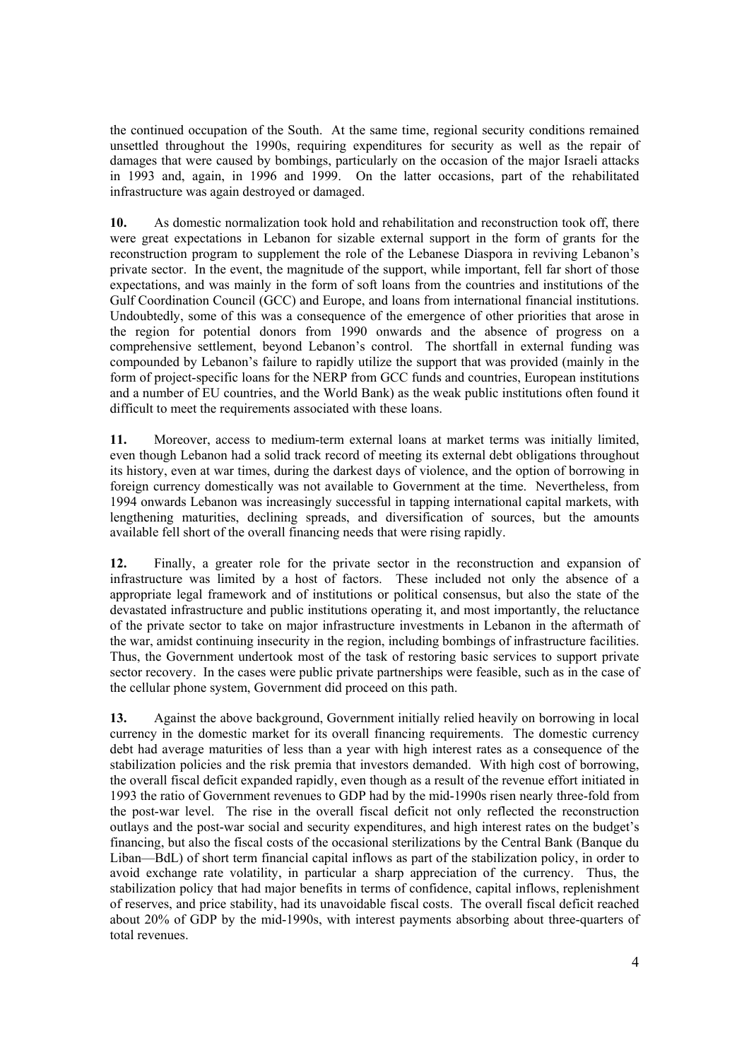the continued occupation of the South. At the same time, regional security conditions remained unsettled throughout the 1990s, requiring expenditures for security as well as the repair of damages that were caused by bombings, particularly on the occasion of the major Israeli attacks in 1993 and, again, in 1996 and 1999. On the latter occasions, part of the rehabilitated infrastructure was again destroyed or damaged.

**10.** As domestic normalization took hold and rehabilitation and reconstruction took off, there were great expectations in Lebanon for sizable external support in the form of grants for the reconstruction program to supplement the role of the Lebanese Diaspora in reviving Lebanon's private sector. In the event, the magnitude of the support, while important, fell far short of those expectations, and was mainly in the form of soft loans from the countries and institutions of the Gulf Coordination Council (GCC) and Europe, and loans from international financial institutions. Undoubtedly, some of this was a consequence of the emergence of other priorities that arose in the region for potential donors from 1990 onwards and the absence of progress on a comprehensive settlement, beyond Lebanon's control. The shortfall in external funding was compounded by Lebanon's failure to rapidly utilize the support that was provided (mainly in the form of project-specific loans for the NERP from GCC funds and countries, European institutions and a number of EU countries, and the World Bank) as the weak public institutions often found it difficult to meet the requirements associated with these loans.

**11.** Moreover, access to medium-term external loans at market terms was initially limited, even though Lebanon had a solid track record of meeting its external debt obligations throughout its history, even at war times, during the darkest days of violence, and the option of borrowing in foreign currency domestically was not available to Government at the time. Nevertheless, from 1994 onwards Lebanon was increasingly successful in tapping international capital markets, with lengthening maturities, declining spreads, and diversification of sources, but the amounts available fell short of the overall financing needs that were rising rapidly.

**12.** Finally, a greater role for the private sector in the reconstruction and expansion of infrastructure was limited by a host of factors. These included not only the absence of a appropriate legal framework and of institutions or political consensus, but also the state of the devastated infrastructure and public institutions operating it, and most importantly, the reluctance of the private sector to take on major infrastructure investments in Lebanon in the aftermath of the war, amidst continuing insecurity in the region, including bombings of infrastructure facilities. Thus, the Government undertook most of the task of restoring basic services to support private sector recovery. In the cases were public private partnerships were feasible, such as in the case of the cellular phone system, Government did proceed on this path.

**13.** Against the above background, Government initially relied heavily on borrowing in local currency in the domestic market for its overall financing requirements. The domestic currency debt had average maturities of less than a year with high interest rates as a consequence of the stabilization policies and the risk premia that investors demanded. With high cost of borrowing, the overall fiscal deficit expanded rapidly, even though as a result of the revenue effort initiated in 1993 the ratio of Government revenues to GDP had by the mid-1990s risen nearly three-fold from the post-war level. The rise in the overall fiscal deficit not only reflected the reconstruction outlays and the post-war social and security expenditures, and high interest rates on the budget's financing, but also the fiscal costs of the occasional sterilizations by the Central Bank (Banque du Liban—BdL) of short term financial capital inflows as part of the stabilization policy, in order to avoid exchange rate volatility, in particular a sharp appreciation of the currency. Thus, the stabilization policy that had major benefits in terms of confidence, capital inflows, replenishment of reserves, and price stability, had its unavoidable fiscal costs. The overall fiscal deficit reached about 20% of GDP by the mid-1990s, with interest payments absorbing about three-quarters of total revenues.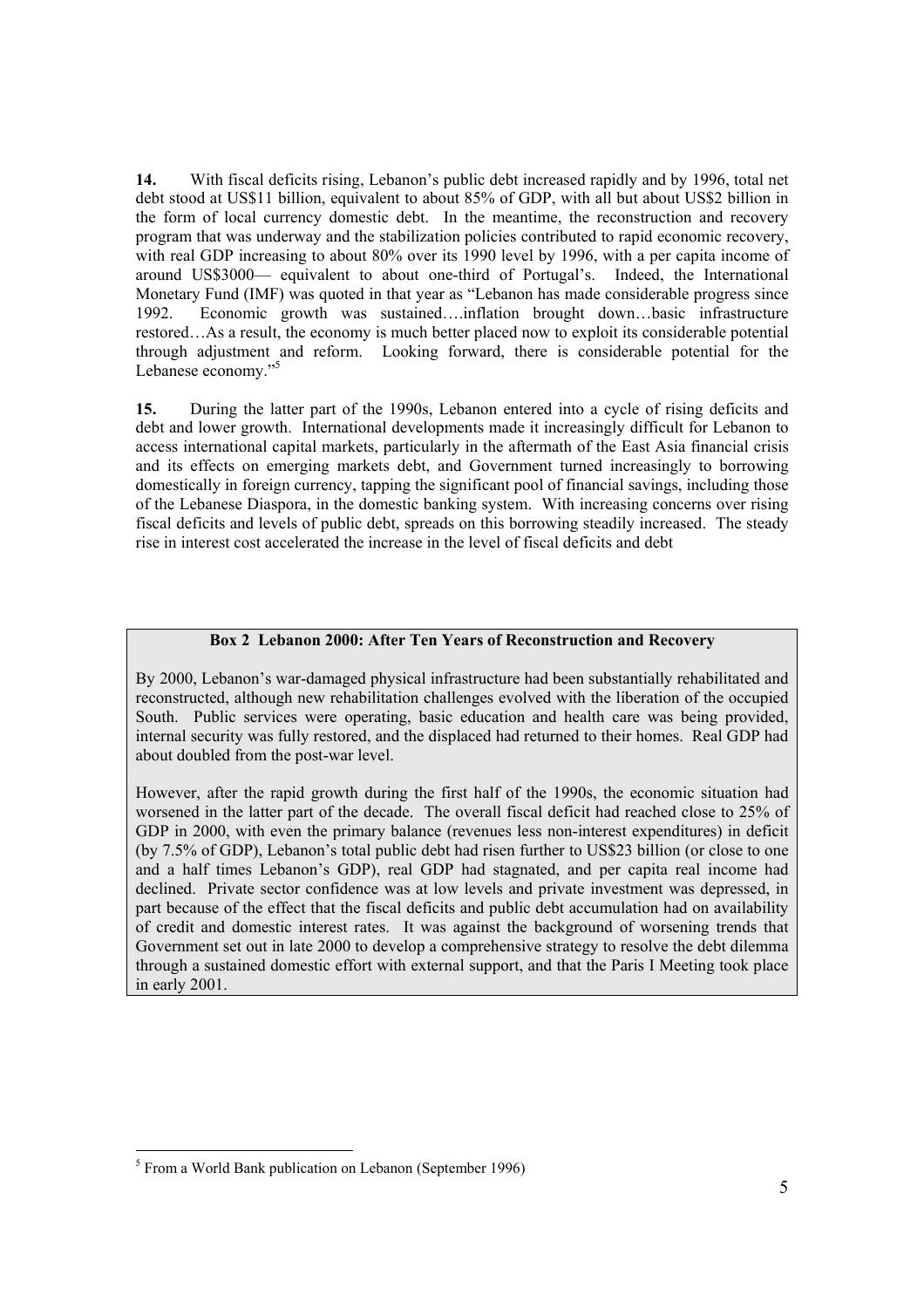**14.** With fiscal deficits rising, Lebanon's public debt increased rapidly and by 1996, total net debt stood at US$11 billion, equivalent to about 85% of GDP, with all but about US$2 billion in the form of local currency domestic debt. In the meantime, the reconstruction and recovery program that was underway and the stabilization policies contributed to rapid economic recovery, with real GDP increasing to about 80% over its 1990 level by 1996, with a per capita income of around US$3000— equivalent to about one-third of Portugal's. Indeed, the International Monetary Fund (IMF) was quoted in that year as "Lebanon has made considerable progress since 1992. Economic growth was sustained….inflation brought down…basic infrastructure restored…As a result, the economy is much better placed now to exploit its considerable potential through adjustment and reform. Looking forward, there is considerable potential for the Lebanese economy."[5]

**15.** During the latter part of the 1990s, Lebanon entered into a cycle of rising deficits and debt and lower growth. International developments made it increasingly difficult for Lebanon to access international capital markets, particularly in the aftermath of the East Asia financial crisis and its effects on emerging markets debt, and Government turned increasingly to borrowing domestically in foreign currency, tapping the significant pool of financial savings, including those of the Lebanese Diaspora, in the domestic banking system. With increasing concerns over rising fiscal deficits and levels of public debt, spreads on this borrowing steadily increased. The steady rise in interest cost accelerated the increase in the level of fiscal deficits and debt

**Box 2 Lebanon 2000: After Ten Years of Reconstruction and Recovery**

By 2000, Lebanon's war-damaged physical infrastructure had been substantially rehabilitated and reconstructed, although new rehabilitation challenges evolved with the liberation of the occupied South. Public services were operating, basic education and health care was being provided, internal security was fully restored, and the displaced had returned to their homes. Real GDP had about doubled from the post-war level.

However, after the rapid growth during the first half of the 1990s, the economic situation had worsened in the latter part of the decade. The overall fiscal deficit had reached close to 25% of GDP in 2000, with even the primary balance (revenues less non-interest expenditures) in deficit (by 7.5% of GDP), Lebanon's total public debt had risen further to US$23 billion (or close to one and a half times Lebanon's GDP), real GDP had stagnated, and per capita real income had declined. Private sector confidence was at low levels and private investment was depressed, in part because of the effect that the fiscal deficits and public debt accumulation had on availability of credit and domestic interest rates. It was against the background of worsening trends that Government set out in late 2000 to develop a comprehensive strategy to resolve the debt dilemma through a sustained domestic effort with external support, and that the Paris I Meeting took place in early 2001.

---

[5] From a World Bank publication on Lebanon (September 1996)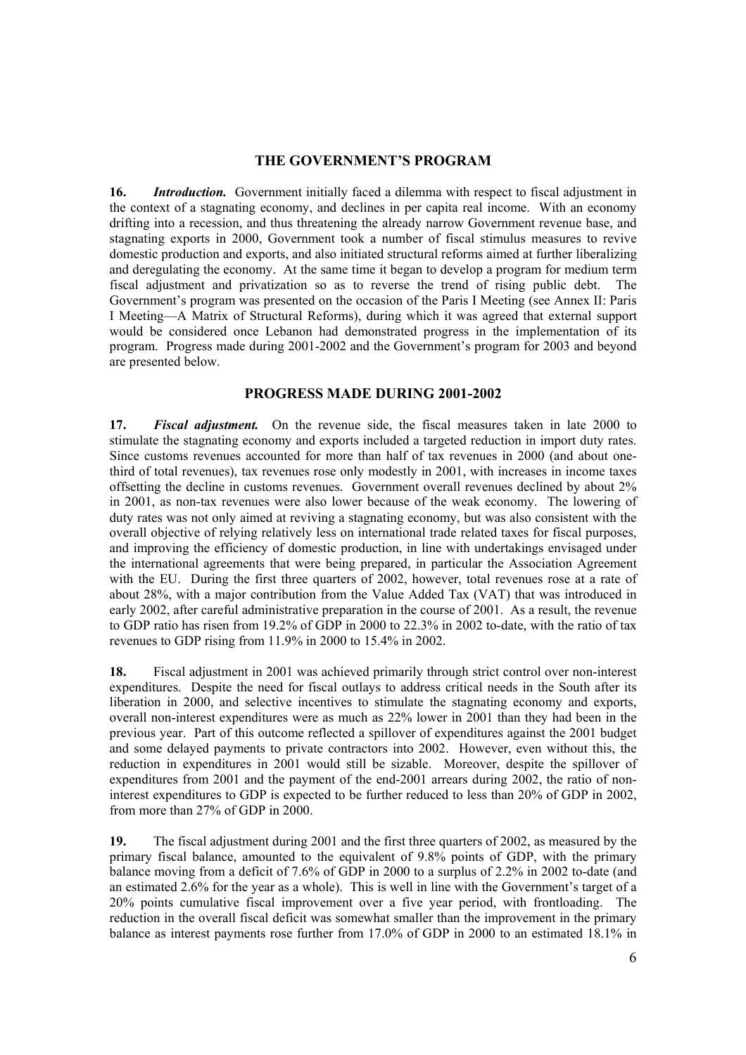## THE GOVERNMENT'S PROGRAM

**16.** ***Introduction.*** Government initially faced a dilemma with respect to fiscal adjustment in the context of a stagnating economy, and declines in per capita real income. With an economy drifting into a recession, and thus threatening the already narrow Government revenue base, and stagnating exports in 2000, Government took a number of fiscal stimulus measures to revive domestic production and exports, and also initiated structural reforms aimed at further liberalizing and deregulating the economy. At the same time it began to develop a program for medium term fiscal adjustment and privatization so as to reverse the trend of rising public debt. The Government's program was presented on the occasion of the Paris I Meeting (see Annex II: Paris I Meeting—A Matrix of Structural Reforms), during which it was agreed that external support would be considered once Lebanon had demonstrated progress in the implementation of its program. Progress made during 2001-2002 and the Government's program for 2003 and beyond are presented below.

## PROGRESS MADE DURING 2001-2002

**17.** ***Fiscal adjustment.*** On the revenue side, the fiscal measures taken in late 2000 to stimulate the stagnating economy and exports included a targeted reduction in import duty rates. Since customs revenues accounted for more than half of tax revenues in 2000 (and about one-third of total revenues), tax revenues rose only modestly in 2001, with increases in income taxes offsetting the decline in customs revenues. Government overall revenues declined by about 2% in 2001, as non-tax revenues were also lower because of the weak economy. The lowering of duty rates was not only aimed at reviving a stagnating economy, but was also consistent with the overall objective of relying relatively less on international trade related taxes for fiscal purposes, and improving the efficiency of domestic production, in line with undertakings envisaged under the international agreements that were being prepared, in particular the Association Agreement with the EU. During the first three quarters of 2002, however, total revenues rose at a rate of about 28%, with a major contribution from the Value Added Tax (VAT) that was introduced in early 2002, after careful administrative preparation in the course of 2001. As a result, the revenue to GDP ratio has risen from 19.2% of GDP in 2000 to 22.3% in 2002 to-date, with the ratio of tax revenues to GDP rising from 11.9% in 2000 to 15.4% in 2002.

**18.** Fiscal adjustment in 2001 was achieved primarily through strict control over non-interest expenditures. Despite the need for fiscal outlays to address critical needs in the South after its liberation in 2000, and selective incentives to stimulate the stagnating economy and exports, overall non-interest expenditures were as much as 22% lower in 2001 than they had been in the previous year. Part of this outcome reflected a spillover of expenditures against the 2001 budget and some delayed payments to private contractors into 2002. However, even without this, the reduction in expenditures in 2001 would still be sizable. Moreover, despite the spillover of expenditures from 2001 and the payment of the end-2001 arrears during 2002, the ratio of non-interest expenditures to GDP is expected to be further reduced to less than 20% of GDP in 2002, from more than 27% of GDP in 2000.

**19.** The fiscal adjustment during 2001 and the first three quarters of 2002, as measured by the primary fiscal balance, amounted to the equivalent of 9.8% points of GDP, with the primary balance moving from a deficit of 7.6% of GDP in 2000 to a surplus of 2.2% in 2002 to-date (and an estimated 2.6% for the year as a whole). This is well in line with the Government's target of a 20% points cumulative fiscal improvement over a five year period, with frontloading. The reduction in the overall fiscal deficit was somewhat smaller than the improvement in the primary balance as interest payments rose further from 17.0% of GDP in 2000 to an estimated 18.1% in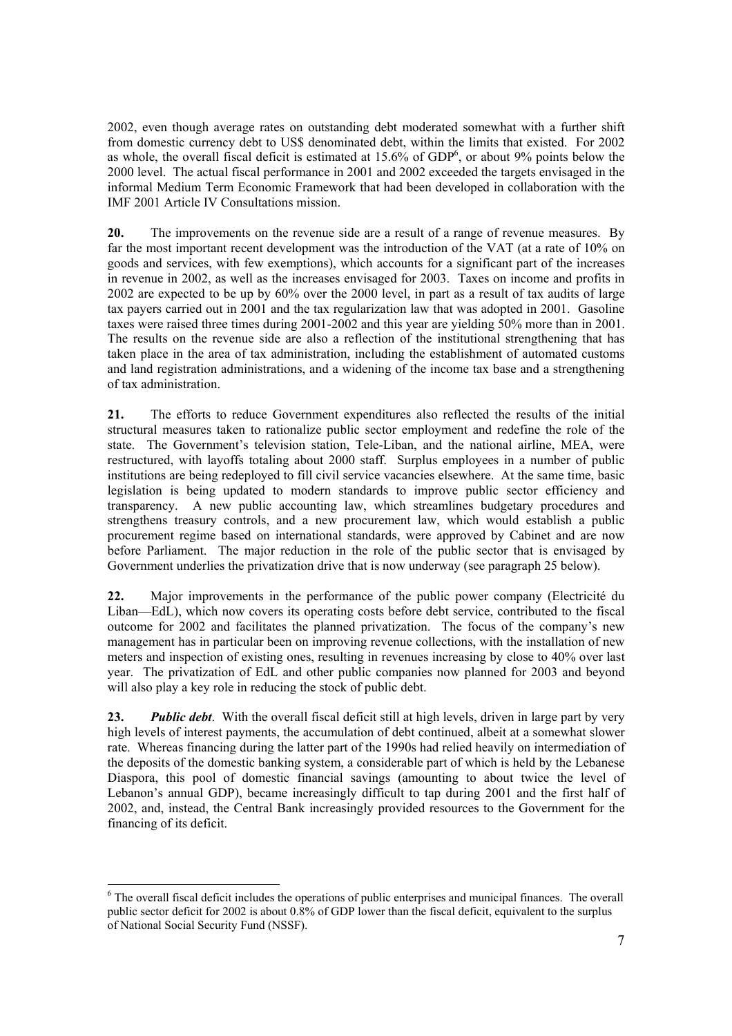2002, even though average rates on outstanding debt moderated somewhat with a further shift from domestic currency debt to US$ denominated debt, within the limits that existed. For 2002 as whole, the overall fiscal deficit is estimated at 15.6% of GDP[6], or about 9% points below the 2000 level. The actual fiscal performance in 2001 and 2002 exceeded the targets envisaged in the informal Medium Term Economic Framework that had been developed in collaboration with the IMF 2001 Article IV Consultations mission.

**20.** The improvements on the revenue side are a result of a range of revenue measures. By far the most important recent development was the introduction of the VAT (at a rate of 10% on goods and services, with few exemptions), which accounts for a significant part of the increases in revenue in 2002, as well as the increases envisaged for 2003. Taxes on income and profits in 2002 are expected to be up by 60% over the 2000 level, in part as a result of tax audits of large tax payers carried out in 2001 and the tax regularization law that was adopted in 2001. Gasoline taxes were raised three times during 2001-2002 and this year are yielding 50% more than in 2001. The results on the revenue side are also a reflection of the institutional strengthening that has taken place in the area of tax administration, including the establishment of automated customs and land registration administrations, and a widening of the income tax base and a strengthening of tax administration.

**21.** The efforts to reduce Government expenditures also reflected the results of the initial structural measures taken to rationalize public sector employment and redefine the role of the state. The Government's television station, Tele-Liban, and the national airline, MEA, were restructured, with layoffs totaling about 2000 staff. Surplus employees in a number of public institutions are being redeployed to fill civil service vacancies elsewhere. At the same time, basic legislation is being updated to modern standards to improve public sector efficiency and transparency. A new public accounting law, which streamlines budgetary procedures and strengthens treasury controls, and a new procurement law, which would establish a public procurement regime based on international standards, were approved by Cabinet and are now before Parliament. The major reduction in the role of the public sector that is envisaged by Government underlies the privatization drive that is now underway (see paragraph 25 below).

**22.** Major improvements in the performance of the public power company (Electricité du Liban—EdL), which now covers its operating costs before debt service, contributed to the fiscal outcome for 2002 and facilitates the planned privatization. The focus of the company's new management has in particular been on improving revenue collections, with the installation of new meters and inspection of existing ones, resulting in revenues increasing by close to 40% over last year. The privatization of EdL and other public companies now planned for 2003 and beyond will also play a key role in reducing the stock of public debt.

**23.** ***Public debt***. With the overall fiscal deficit still at high levels, driven in large part by very high levels of interest payments, the accumulation of debt continued, albeit at a somewhat slower rate. Whereas financing during the latter part of the 1990s had relied heavily on intermediation of the deposits of the domestic banking system, a considerable part of which is held by the Lebanese Diaspora, this pool of domestic financial savings (amounting to about twice the level of Lebanon's annual GDP), became increasingly difficult to tap during 2001 and the first half of 2002, and, instead, the Central Bank increasingly provided resources to the Government for the financing of its deficit.

---

[6] The overall fiscal deficit includes the operations of public enterprises and municipal finances. The overall public sector deficit for 2002 is about 0.8% of GDP lower than the fiscal deficit, equivalent to the surplus of National Social Security Fund (NSSF).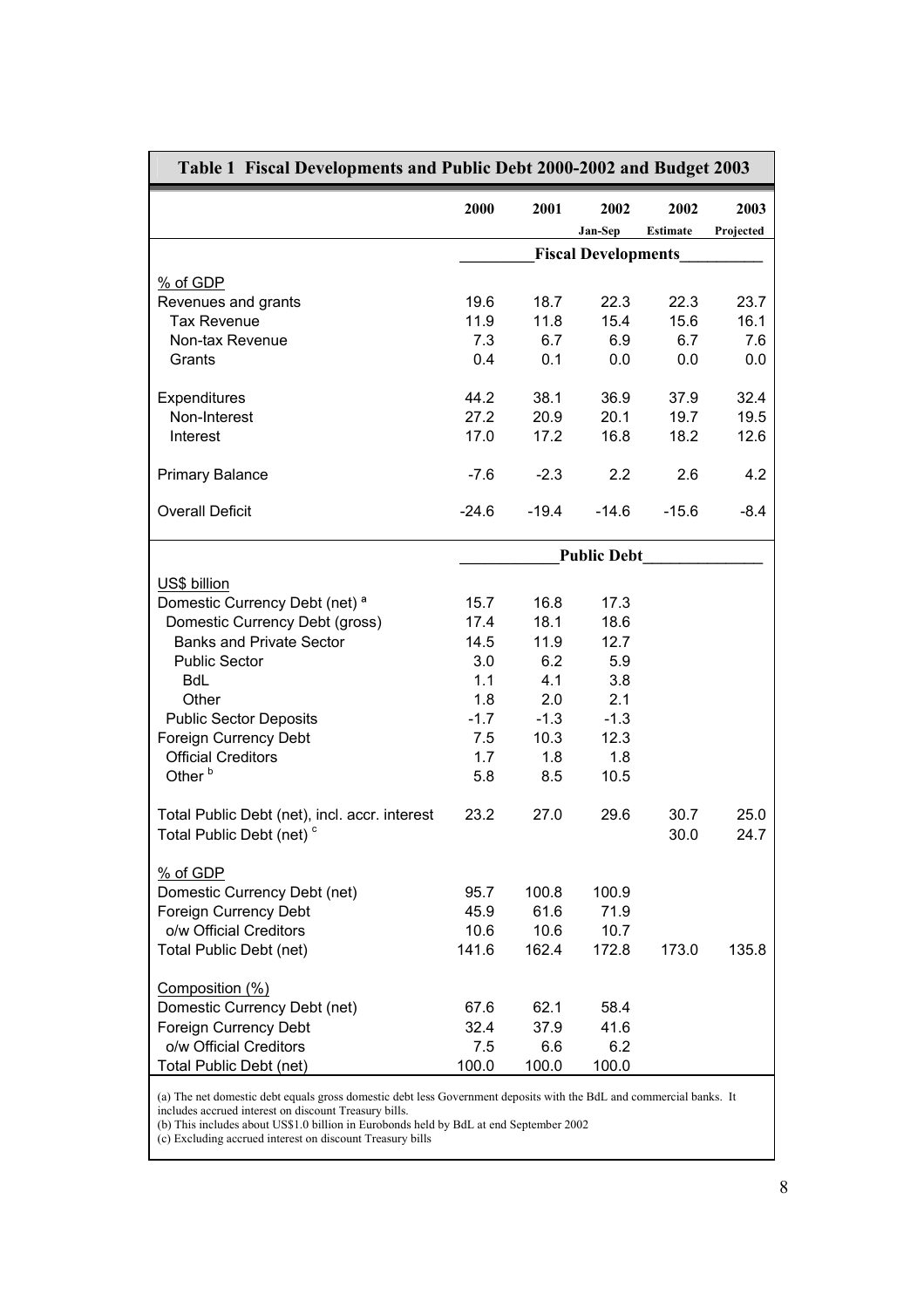**Table 1 Fiscal Developments and Public Debt 2000-2002 and Budget 2003**

| | 2000 | 2001 | 2002 Jan-Sep | 2002 Estimate | 2003 Projected |
|---|---|---|---|---|---|
| | Fiscal Developments | | | | |
| % of GDP | | | | | |
| Revenues and grants | 19.6 | 18.7 | 22.3 | 22.3 | 23.7 |
| Tax Revenue | 11.9 | 11.8 | 15.4 | 15.6 | 16.1 |
| Non-tax Revenue | 7.3 | 6.7 | 6.9 | 6.7 | 7.6 |
| Grants | 0.4 | 0.1 | 0.0 | 0.0 | 0.0 |
| Expenditures | 44.2 | 38.1 | 36.9 | 37.9 | 32.4 |
| Non-Interest | 27.2 | 20.9 | 20.1 | 19.7 | 19.5 |
| Interest | 17.0 | 17.2 | 16.8 | 18.2 | 12.6 |
| Primary Balance | -7.6 | -2.3 | 2.2 | 2.6 | 4.2 |
| Overall Deficit | -24.6 | -19.4 | -14.6 | -15.6 | -8.4 |
| | Public Debt | | | | |
| US$ billion | | | | | |
| Domestic Currency Debt (net) [a] | 15.7 | 16.8 | 17.3 | | |
| Domestic Currency Debt (gross) | 17.4 | 18.1 | 18.6 | | |
| Banks and Private Sector | 14.5 | 11.9 | 12.7 | | |
| Public Sector | 3.0 | 6.2 | 5.9 | | |
| BdL | 1.1 | 4.1 | 3.8 | | |
| Other | 1.8 | 2.0 | 2.1 | | |
| Public Sector Deposits | -1.7 | -1.3 | -1.3 | | |
| Foreign Currency Debt | 7.5 | 10.3 | 12.3 | | |
| Official Creditors | 1.7 | 1.8 | 1.8 | | |
| Other [b] | 5.8 | 8.5 | 10.5 | | |
| Total Public Debt (net), incl. accr. interest | 23.2 | 27.0 | 29.6 | 30.7 | 25.0 |
| Total Public Debt (net) [c] | | | | 30.0 | 24.7 |
| % of GDP | | | | | |
| Domestic Currency Debt (net) | 95.7 | 100.8 | 100.9 | | |
| Foreign Currency Debt | 45.9 | 61.6 | 71.9 | | |
| o/w Official Creditors | 10.6 | 10.6 | 10.7 | | |
| Total Public Debt (net) | 141.6 | 162.4 | 172.8 | 173.0 | 135.8 |
| Composition (%) | | | | | |
| Domestic Currency Debt (net) | 67.6 | 62.1 | 58.4 | | |
| Foreign Currency Debt | 32.4 | 37.9 | 41.6 | | |
| o/w Official Creditors | 7.5 | 6.6 | 6.2 | | |
| Total Public Debt (net) | 100.0 | 100.0 | 100.0 | | |

(a) The net domestic debt equals gross domestic debt less Government deposits with the BdL and commercial banks. It includes accrued interest on discount Treasury bills.
(b) This includes about US$1.0 billion in Eurobonds held by BdL at end September 2002
(c) Excluding accrued interest on discount Treasury bills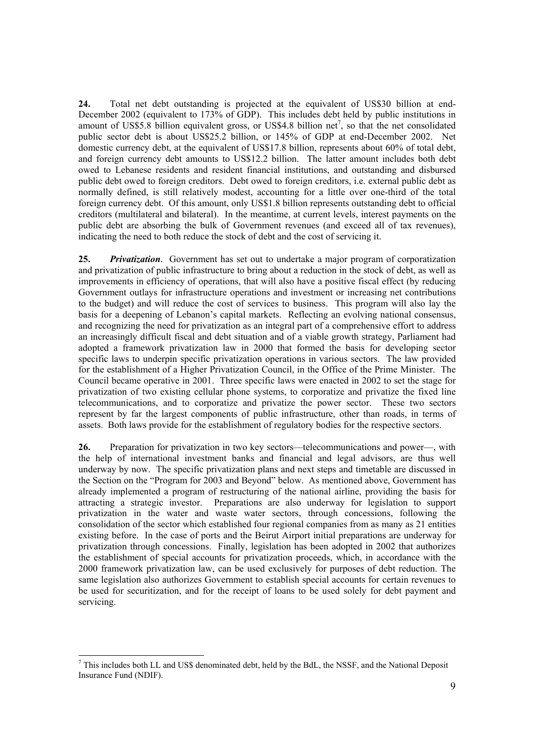**24.** Total net debt outstanding is projected at the equivalent of US$30 billion at end-December 2002 (equivalent to 173% of GDP). This includes debt held by public institutions in amount of US$5.8 billion equivalent gross, or US$4.8 billion net[7], so that the net consolidated public sector debt is about US$25.2 billion, or 145% of GDP at end-December 2002. Net domestic currency debt, at the equivalent of US$17.8 billion, represents about 60% of total debt, and foreign currency debt amounts to US$12.2 billion. The latter amount includes both debt owed to Lebanese residents and resident financial institutions, and outstanding and disbursed public debt owed to foreign creditors. Debt owed to foreign creditors, i.e. external public debt as normally defined, is still relatively modest, accounting for a little over one-third of the total foreign currency debt. Of this amount, only US$1.8 billion represents outstanding debt to official creditors (multilateral and bilateral). In the meantime, at current levels, interest payments on the public debt are absorbing the bulk of Government revenues (and exceed all of tax revenues), indicating the need to both reduce the stock of debt and the cost of servicing it.

**25.** ***Privatization***. Government has set out to undertake a major program of corporatization and privatization of public infrastructure to bring about a reduction in the stock of debt, as well as improvements in efficiency of operations, that will also have a positive fiscal effect (by reducing Government outlays for infrastructure operations and investment or increasing net contributions to the budget) and will reduce the cost of services to business. This program will also lay the basis for a deepening of Lebanon's capital markets. Reflecting an evolving national consensus, and recognizing the need for privatization as an integral part of a comprehensive effort to address an increasingly difficult fiscal and debt situation and of a viable growth strategy, Parliament had adopted a framework privatization law in 2000 that formed the basis for developing sector specific laws to underpin specific privatization operations in various sectors. The law provided for the establishment of a Higher Privatization Council, in the Office of the Prime Minister. The Council became operative in 2001. Three specific laws were enacted in 2002 to set the stage for privatization of two existing cellular phone systems, to corporatize and privatize the fixed line telecommunications, and to corporatize and privatize the power sector. These two sectors represent by far the largest components of public infrastructure, other than roads, in terms of assets. Both laws provide for the establishment of regulatory bodies for the respective sectors.

**26.** Preparation for privatization in two key sectors—telecommunications and power—, with the help of international investment banks and financial and legal advisors, are thus well underway by now. The specific privatization plans and next steps and timetable are discussed in the Section on the "Program for 2003 and Beyond" below. As mentioned above, Government has already implemented a program of restructuring of the national airline, providing the basis for attracting a strategic investor. Preparations are also underway for legislation to support privatization in the water and waste water sectors, through concessions, following the consolidation of the sector which established four regional companies from as many as 21 entities existing before. In the case of ports and the Beirut Airport initial preparations are underway for privatization through concessions. Finally, legislation has been adopted in 2002 that authorizes the establishment of special accounts for privatization proceeds, which, in accordance with the 2000 framework privatization law, can be used exclusively for purposes of debt reduction. The same legislation also authorizes Government to establish special accounts for certain revenues to be used for securitization, and for the receipt of loans to be used solely for debt payment and servicing.

[7] This includes both LL and US$ denominated debt, held by the BdL, the NSSF, and the National Deposit Insurance Fund (NDIF).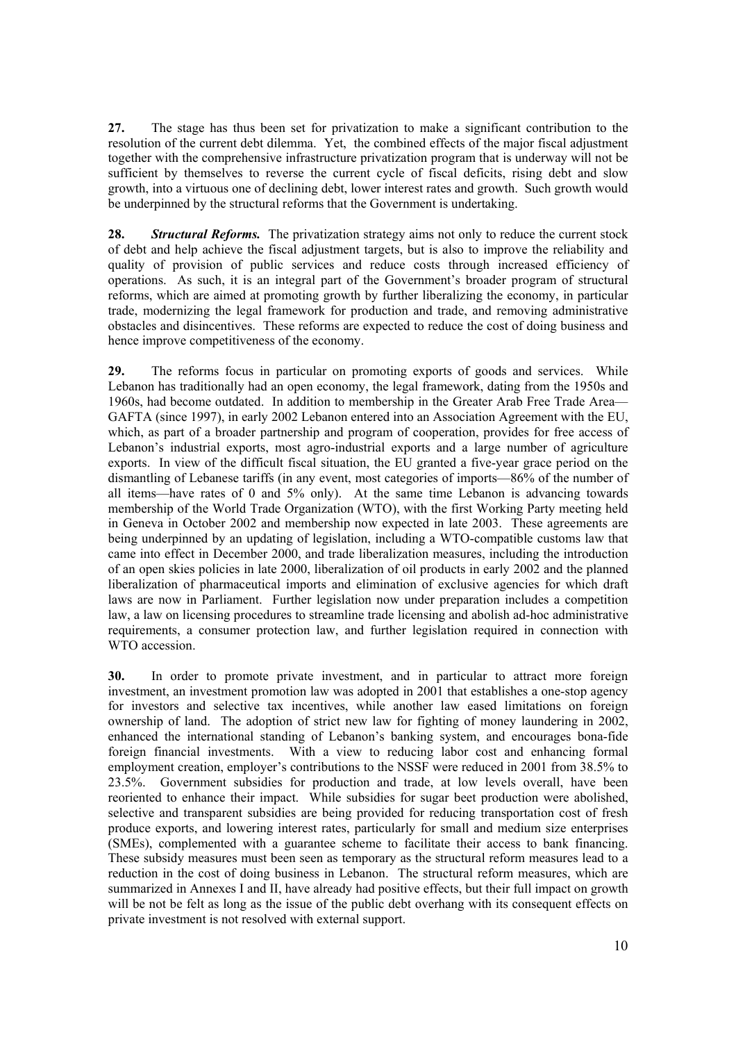**27.** The stage has thus been set for privatization to make a significant contribution to the resolution of the current debt dilemma. Yet, the combined effects of the major fiscal adjustment together with the comprehensive infrastructure privatization program that is underway will not be sufficient by themselves to reverse the current cycle of fiscal deficits, rising debt and slow growth, into a virtuous one of declining debt, lower interest rates and growth. Such growth would be underpinned by the structural reforms that the Government is undertaking.

**28.** ***Structural Reforms.*** The privatization strategy aims not only to reduce the current stock of debt and help achieve the fiscal adjustment targets, but is also to improve the reliability and quality of provision of public services and reduce costs through increased efficiency of operations. As such, it is an integral part of the Government's broader program of structural reforms, which are aimed at promoting growth by further liberalizing the economy, in particular trade, modernizing the legal framework for production and trade, and removing administrative obstacles and disincentives. These reforms are expected to reduce the cost of doing business and hence improve competitiveness of the economy.

**29.** The reforms focus in particular on promoting exports of goods and services. While Lebanon has traditionally had an open economy, the legal framework, dating from the 1950s and 1960s, had become outdated. In addition to membership in the Greater Arab Free Trade Area—GAFTA (since 1997), in early 2002 Lebanon entered into an Association Agreement with the EU, which, as part of a broader partnership and program of cooperation, provides for free access of Lebanon's industrial exports, most agro-industrial exports and a large number of agriculture exports. In view of the difficult fiscal situation, the EU granted a five-year grace period on the dismantling of Lebanese tariffs (in any event, most categories of imports—86% of the number of all items—have rates of 0 and 5% only). At the same time Lebanon is advancing towards membership of the World Trade Organization (WTO), with the first Working Party meeting held in Geneva in October 2002 and membership now expected in late 2003. These agreements are being underpinned by an updating of legislation, including a WTO-compatible customs law that came into effect in December 2000, and trade liberalization measures, including the introduction of an open skies policies in late 2000, liberalization of oil products in early 2002 and the planned liberalization of pharmaceutical imports and elimination of exclusive agencies for which draft laws are now in Parliament. Further legislation now under preparation includes a competition law, a law on licensing procedures to streamline trade licensing and abolish ad-hoc administrative requirements, a consumer protection law, and further legislation required in connection with WTO accession.

**30.** In order to promote private investment, and in particular to attract more foreign investment, an investment promotion law was adopted in 2001 that establishes a one-stop agency for investors and selective tax incentives, while another law eased limitations on foreign ownership of land. The adoption of strict new law for fighting of money laundering in 2002, enhanced the international standing of Lebanon's banking system, and encourages bona-fide foreign financial investments. With a view to reducing labor cost and enhancing formal employment creation, employer's contributions to the NSSF were reduced in 2001 from 38.5% to 23.5%. Government subsidies for production and trade, at low levels overall, have been reoriented to enhance their impact. While subsidies for sugar beet production were abolished, selective and transparent subsidies are being provided for reducing transportation cost of fresh produce exports, and lowering interest rates, particularly for small and medium size enterprises (SMEs), complemented with a guarantee scheme to facilitate their access to bank financing. These subsidy measures must been seen as temporary as the structural reform measures lead to a reduction in the cost of doing business in Lebanon. The structural reform measures, which are summarized in Annexes I and II, have already had positive effects, but their full impact on growth will be not be felt as long as the issue of the public debt overhang with its consequent effects on private investment is not resolved with external support.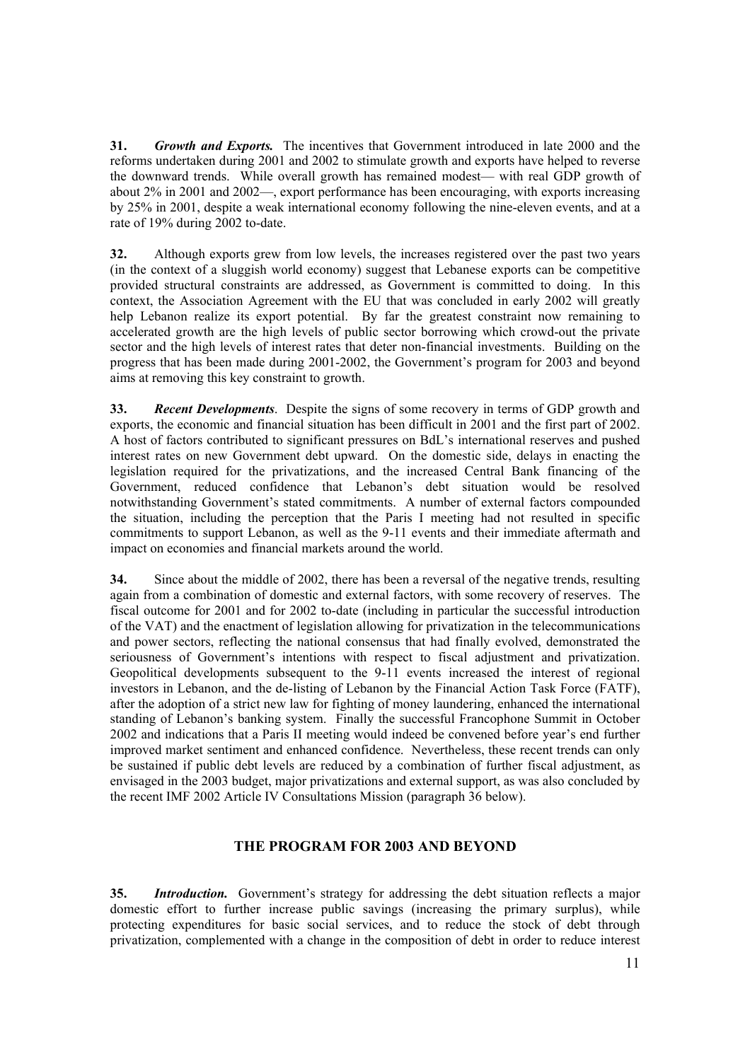**31.** ***Growth and Exports.*** The incentives that Government introduced in late 2000 and the reforms undertaken during 2001 and 2002 to stimulate growth and exports have helped to reverse the downward trends. While overall growth has remained modest— with real GDP growth of about 2% in 2001 and 2002—, export performance has been encouraging, with exports increasing by 25% in 2001, despite a weak international economy following the nine-eleven events, and at a rate of 19% during 2002 to-date.

**32.** Although exports grew from low levels, the increases registered over the past two years (in the context of a sluggish world economy) suggest that Lebanese exports can be competitive provided structural constraints are addressed, as Government is committed to doing. In this context, the Association Agreement with the EU that was concluded in early 2002 will greatly help Lebanon realize its export potential. By far the greatest constraint now remaining to accelerated growth are the high levels of public sector borrowing which crowd-out the private sector and the high levels of interest rates that deter non-financial investments. Building on the progress that has been made during 2001-2002, the Government's program for 2003 and beyond aims at removing this key constraint to growth.

**33.** ***Recent Developments***. Despite the signs of some recovery in terms of GDP growth and exports, the economic and financial situation has been difficult in 2001 and the first part of 2002. A host of factors contributed to significant pressures on BdL's international reserves and pushed interest rates on new Government debt upward. On the domestic side, delays in enacting the legislation required for the privatizations, and the increased Central Bank financing of the Government, reduced confidence that Lebanon's debt situation would be resolved notwithstanding Government's stated commitments. A number of external factors compounded the situation, including the perception that the Paris I meeting had not resulted in specific commitments to support Lebanon, as well as the 9-11 events and their immediate aftermath and impact on economies and financial markets around the world.

**34.** Since about the middle of 2002, there has been a reversal of the negative trends, resulting again from a combination of domestic and external factors, with some recovery of reserves. The fiscal outcome for 2001 and for 2002 to-date (including in particular the successful introduction of the VAT) and the enactment of legislation allowing for privatization in the telecommunications and power sectors, reflecting the national consensus that had finally evolved, demonstrated the seriousness of Government's intentions with respect to fiscal adjustment and privatization. Geopolitical developments subsequent to the 9-11 events increased the interest of regional investors in Lebanon, and the de-listing of Lebanon by the Financial Action Task Force (FATF), after the adoption of a strict new law for fighting of money laundering, enhanced the international standing of Lebanon's banking system. Finally the successful Francophone Summit in October 2002 and indications that a Paris II meeting would indeed be convened before year's end further improved market sentiment and enhanced confidence. Nevertheless, these recent trends can only be sustained if public debt levels are reduced by a combination of further fiscal adjustment, as envisaged in the 2003 budget, major privatizations and external support, as was also concluded by the recent IMF 2002 Article IV Consultations Mission (paragraph 36 below).

## THE PROGRAM FOR 2003 AND BEYOND

**35.** ***Introduction.*** Government's strategy for addressing the debt situation reflects a major domestic effort to further increase public savings (increasing the primary surplus), while protecting expenditures for basic social services, and to reduce the stock of debt through privatization, complemented with a change in the composition of debt in order to reduce interest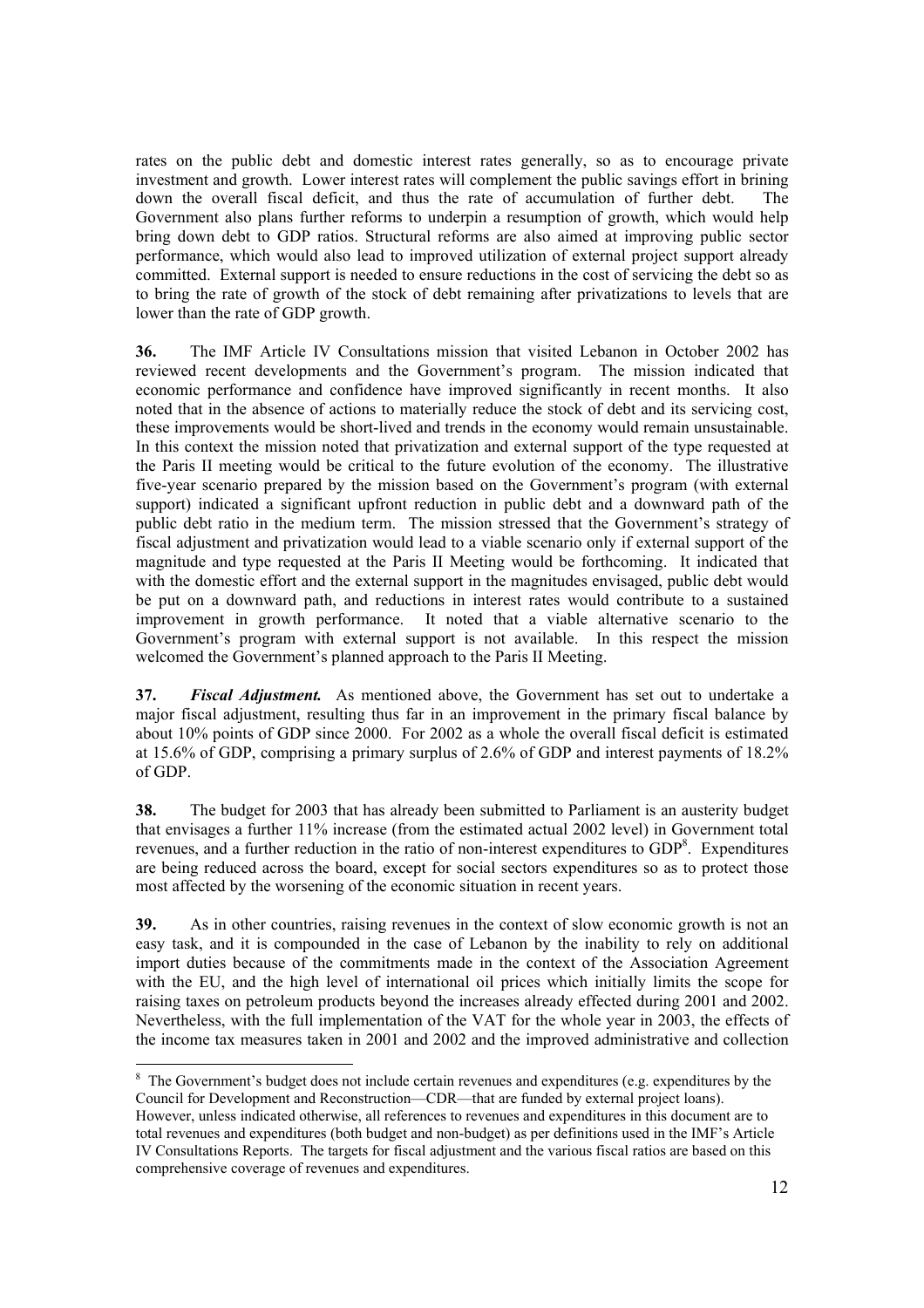rates on the public debt and domestic interest rates generally, so as to encourage private investment and growth. Lower interest rates will complement the public savings effort in brining down the overall fiscal deficit, and thus the rate of accumulation of further debt. The Government also plans further reforms to underpin a resumption of growth, which would help bring down debt to GDP ratios. Structural reforms are also aimed at improving public sector performance, which would also lead to improved utilization of external project support already committed. External support is needed to ensure reductions in the cost of servicing the debt so as to bring the rate of growth of the stock of debt remaining after privatizations to levels that are lower than the rate of GDP growth.

**36.** The IMF Article IV Consultations mission that visited Lebanon in October 2002 has reviewed recent developments and the Government's program. The mission indicated that economic performance and confidence have improved significantly in recent months. It also noted that in the absence of actions to materially reduce the stock of debt and its servicing cost, these improvements would be short-lived and trends in the economy would remain unsustainable. In this context the mission noted that privatization and external support of the type requested at the Paris II meeting would be critical to the future evolution of the economy. The illustrative five-year scenario prepared by the mission based on the Government's program (with external support) indicated a significant upfront reduction in public debt and a downward path of the public debt ratio in the medium term. The mission stressed that the Government's strategy of fiscal adjustment and privatization would lead to a viable scenario only if external support of the magnitude and type requested at the Paris II Meeting would be forthcoming. It indicated that with the domestic effort and the external support in the magnitudes envisaged, public debt would be put on a downward path, and reductions in interest rates would contribute to a sustained improvement in growth performance. It noted that a viable alternative scenario to the Government's program with external support is not available. In this respect the mission welcomed the Government's planned approach to the Paris II Meeting.

**37.** ***Fiscal Adjustment.*** As mentioned above, the Government has set out to undertake a major fiscal adjustment, resulting thus far in an improvement in the primary fiscal balance by about 10% points of GDP since 2000. For 2002 as a whole the overall fiscal deficit is estimated at 15.6% of GDP, comprising a primary surplus of 2.6% of GDP and interest payments of 18.2% of GDP.

**38.** The budget for 2003 that has already been submitted to Parliament is an austerity budget that envisages a further 11% increase (from the estimated actual 2002 level) in Government total revenues, and a further reduction in the ratio of non-interest expenditures to GDP[8]. Expenditures are being reduced across the board, except for social sectors expenditures so as to protect those most affected by the worsening of the economic situation in recent years.

**39.** As in other countries, raising revenues in the context of slow economic growth is not an easy task, and it is compounded in the case of Lebanon by the inability to rely on additional import duties because of the commitments made in the context of the Association Agreement with the EU, and the high level of international oil prices which initially limits the scope for raising taxes on petroleum products beyond the increases already effected during 2001 and 2002. Nevertheless, with the full implementation of the VAT for the whole year in 2003, the effects of the income tax measures taken in 2001 and 2002 and the improved administrative and collection

---

[8] The Government's budget does not include certain revenues and expenditures (e.g. expenditures by the Council for Development and Reconstruction—CDR—that are funded by external project loans). However, unless indicated otherwise, all references to revenues and expenditures in this document are to total revenues and expenditures (both budget and non-budget) as per definitions used in the IMF's Article IV Consultations Reports. The targets for fiscal adjustment and the various fiscal ratios are based on this comprehensive coverage of revenues and expenditures.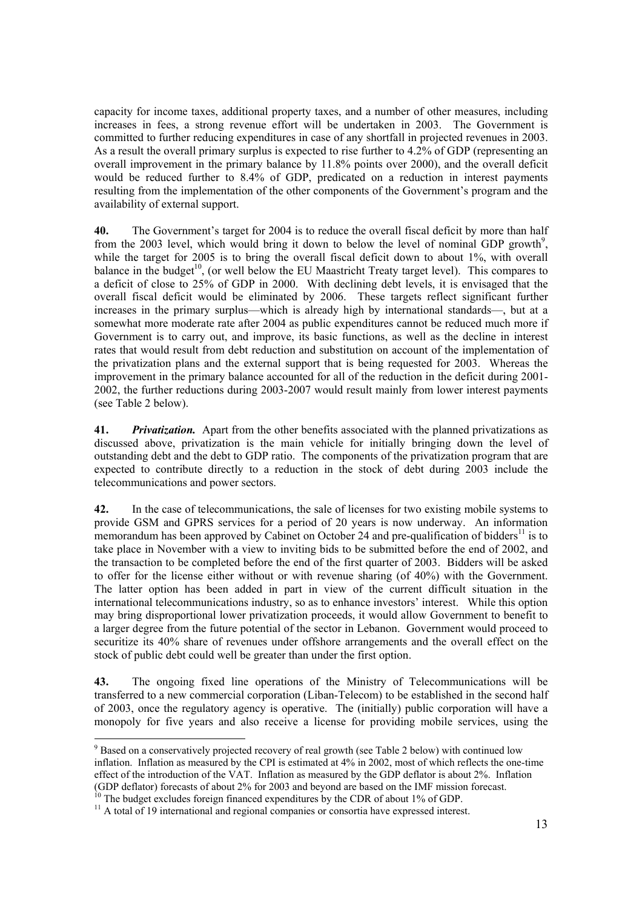capacity for income taxes, additional property taxes, and a number of other measures, including increases in fees, a strong revenue effort will be undertaken in 2003. The Government is committed to further reducing expenditures in case of any shortfall in projected revenues in 2003. As a result the overall primary surplus is expected to rise further to 4.2% of GDP (representing an overall improvement in the primary balance by 11.8% points over 2000), and the overall deficit would be reduced further to 8.4% of GDP, predicated on a reduction in interest payments resulting from the implementation of the other components of the Government's program and the availability of external support.

**40.** The Government's target for 2004 is to reduce the overall fiscal deficit by more than half from the 2003 level, which would bring it down to below the level of nominal GDP growth[9], while the target for 2005 is to bring the overall fiscal deficit down to about 1%, with overall balance in the budget[10], (or well below the EU Maastricht Treaty target level). This compares to a deficit of close to 25% of GDP in 2000. With declining debt levels, it is envisaged that the overall fiscal deficit would be eliminated by 2006. These targets reflect significant further increases in the primary surplus—which is already high by international standards—, but at a somewhat more moderate rate after 2004 as public expenditures cannot be reduced much more if Government is to carry out, and improve, its basic functions, as well as the decline in interest rates that would result from debt reduction and substitution on account of the implementation of the privatization plans and the external support that is being requested for 2003. Whereas the improvement in the primary balance accounted for all of the reduction in the deficit during 2001-2002, the further reductions during 2003-2007 would result mainly from lower interest payments (see Table 2 below).

**41.** ***Privatization.*** Apart from the other benefits associated with the planned privatizations as discussed above, privatization is the main vehicle for initially bringing down the level of outstanding debt and the debt to GDP ratio. The components of the privatization program that are expected to contribute directly to a reduction in the stock of debt during 2003 include the telecommunications and power sectors.

**42.** In the case of telecommunications, the sale of licenses for two existing mobile systems to provide GSM and GPRS services for a period of 20 years is now underway. An information memorandum has been approved by Cabinet on October 24 and pre-qualification of bidders[11] is to take place in November with a view to inviting bids to be submitted before the end of 2002, and the transaction to be completed before the end of the first quarter of 2003. Bidders will be asked to offer for the license either without or with revenue sharing (of 40%) with the Government. The latter option has been added in part in view of the current difficult situation in the international telecommunications industry, so as to enhance investors' interest. While this option may bring disproportional lower privatization proceeds, it would allow Government to benefit to a larger degree from the future potential of the sector in Lebanon. Government would proceed to securitize its 40% share of revenues under offshore arrangements and the overall effect on the stock of public debt could well be greater than under the first option.

**43.** The ongoing fixed line operations of the Ministry of Telecommunications will be transferred to a new commercial corporation (Liban-Telecom) to be established in the second half of 2003, once the regulatory agency is operative. The (initially) public corporation will have a monopoly for five years and also receive a license for providing mobile services, using the

---

[9] Based on a conservatively projected recovery of real growth (see Table 2 below) with continued low inflation. Inflation as measured by the CPI is estimated at 4% in 2002, most of which reflects the one-time effect of the introduction of the VAT. Inflation as measured by the GDP deflator is about 2%. Inflation (GDP deflator) forecasts of about 2% for 2003 and beyond are based on the IMF mission forecast.

[10] The budget excludes foreign financed expenditures by the CDR of about 1% of GDP.

[11] A total of 19 international and regional companies or consortia have expressed interest.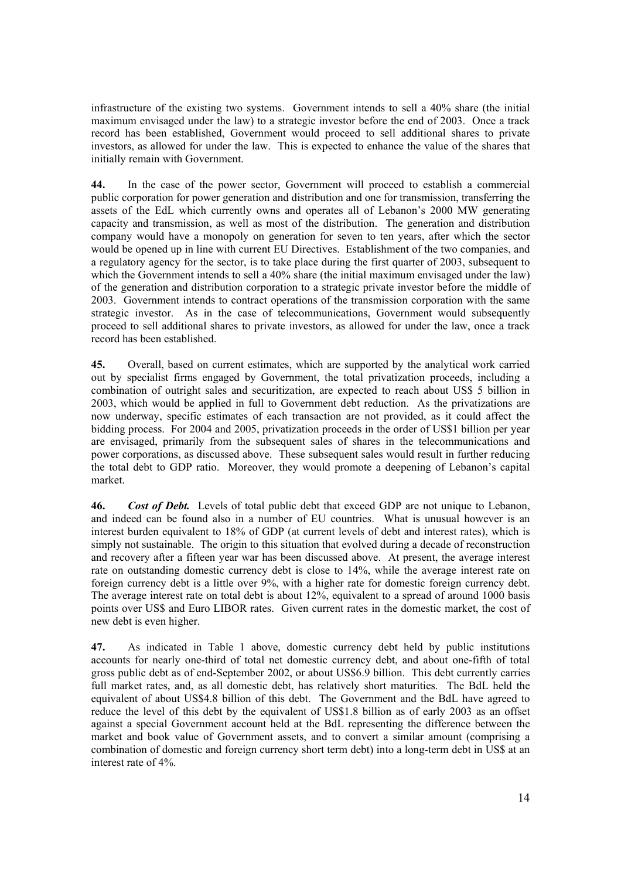infrastructure of the existing two systems. Government intends to sell a 40% share (the initial maximum envisaged under the law) to a strategic investor before the end of 2003. Once a track record has been established, Government would proceed to sell additional shares to private investors, as allowed for under the law. This is expected to enhance the value of the shares that initially remain with Government.

**44.** In the case of the power sector, Government will proceed to establish a commercial public corporation for power generation and distribution and one for transmission, transferring the assets of the EdL which currently owns and operates all of Lebanon's 2000 MW generating capacity and transmission, as well as most of the distribution. The generation and distribution company would have a monopoly on generation for seven to ten years, after which the sector would be opened up in line with current EU Directives. Establishment of the two companies, and a regulatory agency for the sector, is to take place during the first quarter of 2003, subsequent to which the Government intends to sell a 40% share (the initial maximum envisaged under the law) of the generation and distribution corporation to a strategic private investor before the middle of 2003. Government intends to contract operations of the transmission corporation with the same strategic investor. As in the case of telecommunications, Government would subsequently proceed to sell additional shares to private investors, as allowed for under the law, once a track record has been established.

**45.** Overall, based on current estimates, which are supported by the analytical work carried out by specialist firms engaged by Government, the total privatization proceeds, including a combination of outright sales and securitization, are expected to reach about US$ 5 billion in 2003, which would be applied in full to Government debt reduction. As the privatizations are now underway, specific estimates of each transaction are not provided, as it could affect the bidding process. For 2004 and 2005, privatization proceeds in the order of US$1 billion per year are envisaged, primarily from the subsequent sales of shares in the telecommunications and power corporations, as discussed above. These subsequent sales would result in further reducing the total debt to GDP ratio. Moreover, they would promote a deepening of Lebanon's capital market.

**46.** ***Cost of Debt.*** Levels of total public debt that exceed GDP are not unique to Lebanon, and indeed can be found also in a number of EU countries. What is unusual however is an interest burden equivalent to 18% of GDP (at current levels of debt and interest rates), which is simply not sustainable. The origin to this situation that evolved during a decade of reconstruction and recovery after a fifteen year war has been discussed above. At present, the average interest rate on outstanding domestic currency debt is close to 14%, while the average interest rate on foreign currency debt is a little over 9%, with a higher rate for domestic foreign currency debt. The average interest rate on total debt is about 12%, equivalent to a spread of around 1000 basis points over US$ and Euro LIBOR rates. Given current rates in the domestic market, the cost of new debt is even higher.

**47.** As indicated in Table 1 above, domestic currency debt held by public institutions accounts for nearly one-third of total net domestic currency debt, and about one-fifth of total gross public debt as of end-September 2002, or about US$6.9 billion. This debt currently carries full market rates, and, as all domestic debt, has relatively short maturities. The BdL held the equivalent of about US$4.8 billion of this debt. The Government and the BdL have agreed to reduce the level of this debt by the equivalent of US$1.8 billion as of early 2003 as an offset against a special Government account held at the BdL representing the difference between the market and book value of Government assets, and to convert a similar amount (comprising a combination of domestic and foreign currency short term debt) into a long-term debt in US$ at an interest rate of 4%.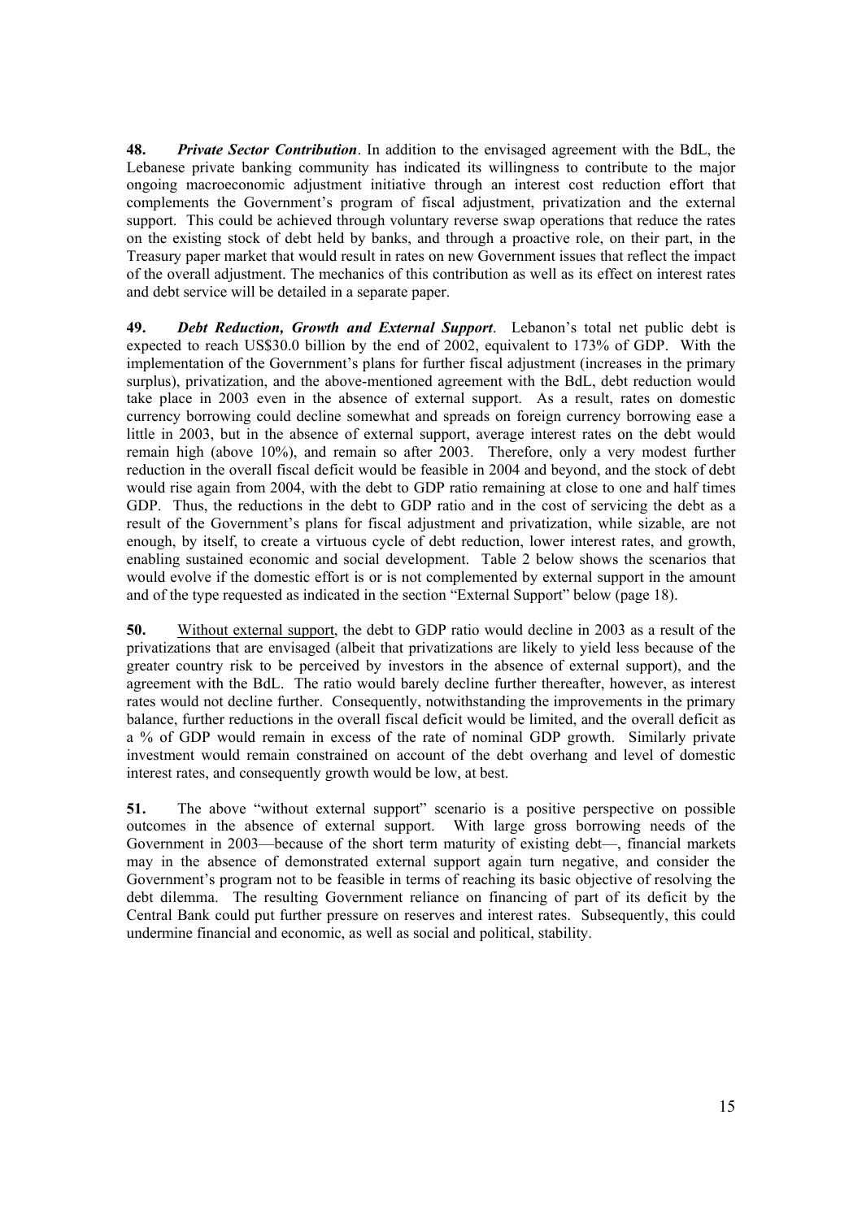**48.** ***Private Sector Contribution***. In addition to the envisaged agreement with the BdL, the Lebanese private banking community has indicated its willingness to contribute to the major ongoing macroeconomic adjustment initiative through an interest cost reduction effort that complements the Government's program of fiscal adjustment, privatization and the external support. This could be achieved through voluntary reverse swap operations that reduce the rates on the existing stock of debt held by banks, and through a proactive role, on their part, in the Treasury paper market that would result in rates on new Government issues that reflect the impact of the overall adjustment. The mechanics of this contribution as well as its effect on interest rates and debt service will be detailed in a separate paper.

**49.** ***Debt Reduction, Growth and External Support***. Lebanon's total net public debt is expected to reach US$30.0 billion by the end of 2002, equivalent to 173% of GDP. With the implementation of the Government's plans for further fiscal adjustment (increases in the primary surplus), privatization, and the above-mentioned agreement with the BdL, debt reduction would take place in 2003 even in the absence of external support. As a result, rates on domestic currency borrowing could decline somewhat and spreads on foreign currency borrowing ease a little in 2003, but in the absence of external support, average interest rates on the debt would remain high (above 10%), and remain so after 2003. Therefore, only a very modest further reduction in the overall fiscal deficit would be feasible in 2004 and beyond, and the stock of debt would rise again from 2004, with the debt to GDP ratio remaining at close to one and half times GDP. Thus, the reductions in the debt to GDP ratio and in the cost of servicing the debt as a result of the Government's plans for fiscal adjustment and privatization, while sizable, are not enough, by itself, to create a virtuous cycle of debt reduction, lower interest rates, and growth, enabling sustained economic and social development. Table 2 below shows the scenarios that would evolve if the domestic effort is or is not complemented by external support in the amount and of the type requested as indicated in the section "External Support" below (page 18).

**50.** Without external support, the debt to GDP ratio would decline in 2003 as a result of the privatizations that are envisaged (albeit that privatizations are likely to yield less because of the greater country risk to be perceived by investors in the absence of external support), and the agreement with the BdL. The ratio would barely decline further thereafter, however, as interest rates would not decline further. Consequently, notwithstanding the improvements in the primary balance, further reductions in the overall fiscal deficit would be limited, and the overall deficit as a % of GDP would remain in excess of the rate of nominal GDP growth. Similarly private investment would remain constrained on account of the debt overhang and level of domestic interest rates, and consequently growth would be low, at best.

**51.** The above "without external support" scenario is a positive perspective on possible outcomes in the absence of external support. With large gross borrowing needs of the Government in 2003—because of the short term maturity of existing debt—, financial markets may in the absence of demonstrated external support again turn negative, and consider the Government's program not to be feasible in terms of reaching its basic objective of resolving the debt dilemma. The resulting Government reliance on financing of part of its deficit by the Central Bank could put further pressure on reserves and interest rates. Subsequently, this could undermine financial and economic, as well as social and political, stability.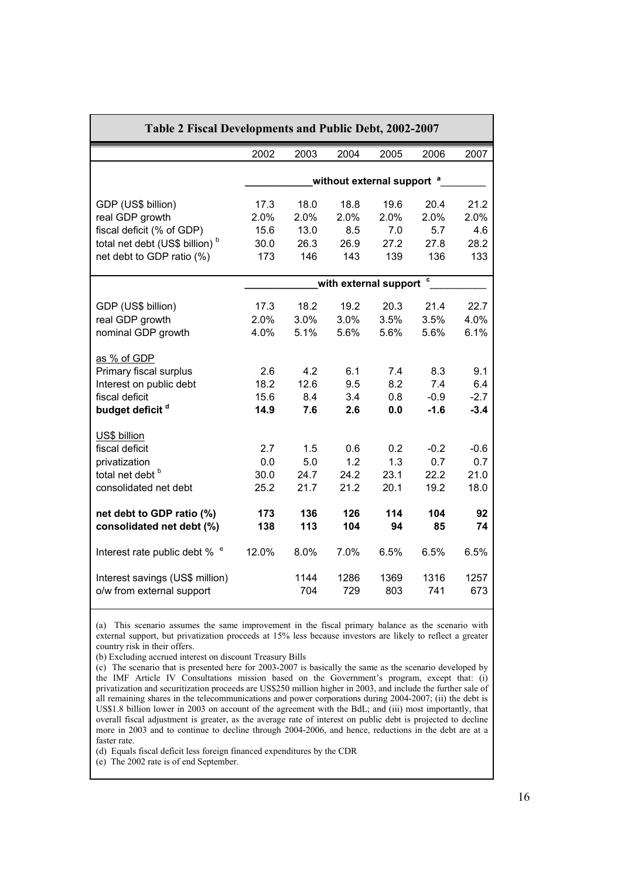**Table 2 Fiscal Developments and Public Debt, 2002-2007**

| | 2002 | 2003 | 2004 | 2005 | 2006 | 2007 |
|---|---|---|---|---|---|---|
| | without external support [a] | | | | | |
| GDP (US$ billion) | 17.3 | 18.0 | 18.8 | 19.6 | 20.4 | 21.2 |
| real GDP growth | 2.0% | 2.0% | 2.0% | 2.0% | 2.0% | 2.0% |
| fiscal deficit (% of GDP) | 15.6 | 13.0 | 8.5 | 7.0 | 5.7 | 4.6 |
| total net debt (US$ billion) [b] | 30.0 | 26.3 | 26.9 | 27.2 | 27.8 | 28.2 |
| net debt to GDP ratio (%) | 173 | 146 | 143 | 139 | 136 | 133 |
| | with external support [c] | | | | | |
| GDP (US$ billion) | 17.3 | 18.2 | 19.2 | 20.3 | 21.4 | 22.7 |
| real GDP growth | 2.0% | 3.0% | 3.0% | 3.5% | 3.5% | 4.0% |
| nominal GDP growth | 4.0% | 5.1% | 5.6% | 5.6% | 5.6% | 6.1% |
| as % of GDP | | | | | | |
| Primary fiscal surplus | 2.6 | 4.2 | 6.1 | 7.4 | 8.3 | 9.1 |
| Interest on public debt | 18.2 | 12.6 | 9.5 | 8.2 | 7.4 | 6.4 |
| fiscal deficit | 15.6 | 8.4 | 3.4 | 0.8 | -0.9 | -2.7 |
| **budget deficit [d]** | **14.9** | **7.6** | **2.6** | **0.0** | **-1.6** | **-3.4** |
| US$ billion | | | | | | |
| fiscal deficit | 2.7 | 1.5 | 0.6 | 0.2 | -0.2 | -0.6 |
| privatization | 0.0 | 5.0 | 1.2 | 1.3 | 0.7 | 0.7 |
| total net debt [b] | 30.0 | 24.7 | 24.2 | 23.1 | 22.2 | 21.0 |
| consolidated net debt | 25.2 | 21.7 | 21.2 | 20.1 | 19.2 | 18.0 |
| **net debt to GDP ratio (%)** | **173** | **136** | **126** | **114** | **104** | **92** |
| **consolidated net debt (%)** | **138** | **113** | **104** | **94** | **85** | **74** |
| Interest rate public debt % [e] | 12.0% | 8.0% | 7.0% | 6.5% | 6.5% | 6.5% |
| Interest savings (US$ million) | | 1144 | 1286 | 1369 | 1316 | 1257 |
| o/w from external support | | 704 | 729 | 803 | 741 | 673 |

(a) This scenario assumes the same improvement in the fiscal primary balance as the scenario with external support, but privatization proceeds at 15% less because investors are likely to reflect a greater country risk in their offers.

(b) Excluding accrued interest on discount Treasury Bills

(c) The scenario that is presented here for 2003-2007 is basically the same as the scenario developed by the IMF Article IV Consultations mission based on the Government's program, except that: (i) privatization and securitization proceeds are US$250 million higher in 2003, and include the further sale of all remaining shares in the telecommunications and power corporations during 2004-2007; (ii) the debt is US$1.8 billion lower in 2003 on account of the agreement with the BdL; and (iii) most importantly, that overall fiscal adjustment is greater, as the average rate of interest on public debt is projected to decline more in 2003 and to continue to decline through 2004-2006, and hence, reductions in the debt are at a faster rate.

(d) Equals fiscal deficit less foreign financed expenditures by the CDR

(e) The 2002 rate is of end September.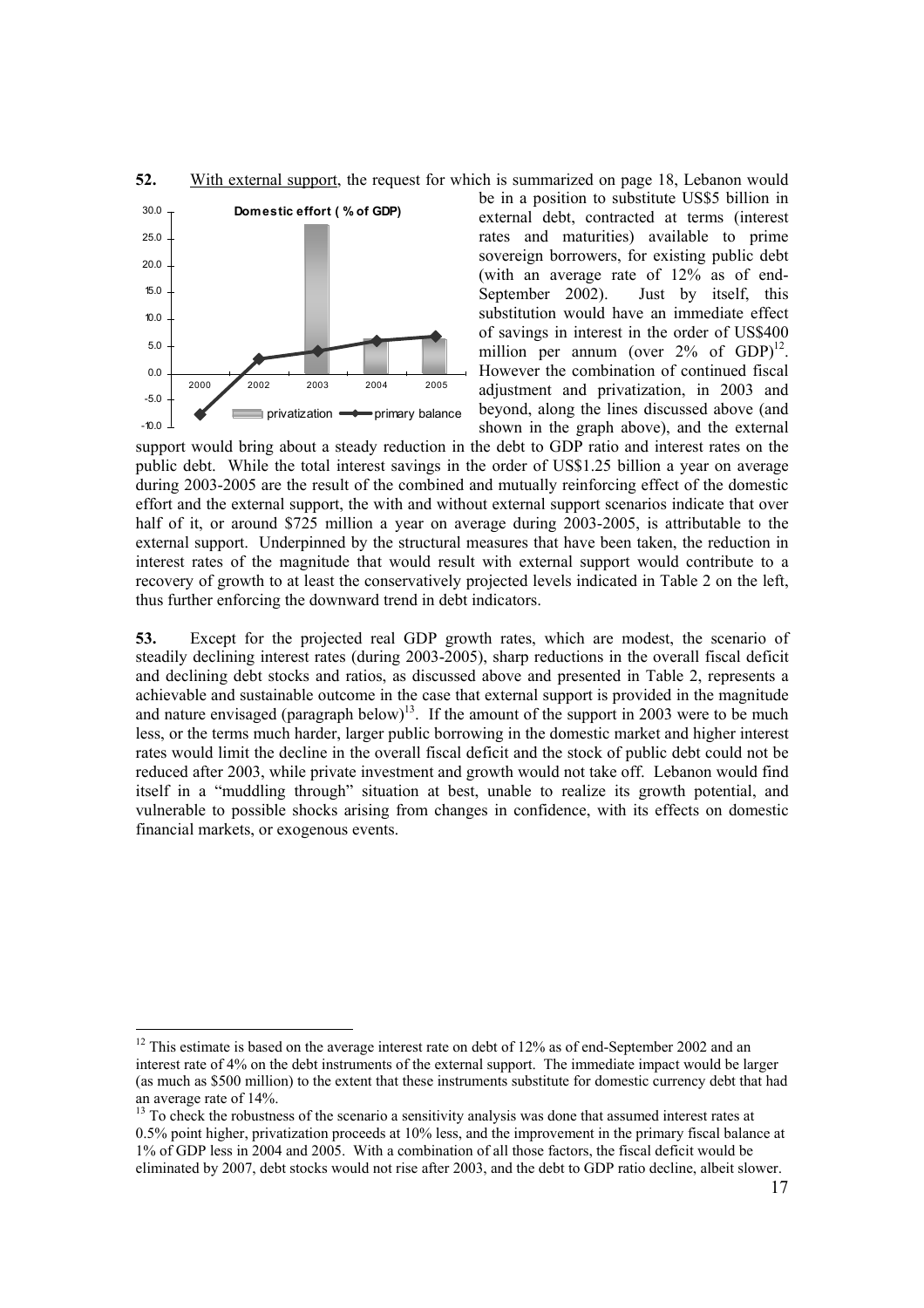**52.** With external support, the request for which is summarized on page 18, Lebanon would be in a position to substitute US$5 billion in external debt, contracted at terms (interest rates and maturities) available to prime sovereign borrowers, for existing public debt (with an average rate of 12% as of end-September 2002). Just by itself, this substitution would have an immediate effect of savings in interest in the order of US$400 million per annum (over 2% of GDP)[12]. However the combination of continued fiscal adjustment and privatization, in 2003 and beyond, along the lines discussed above (and shown in the graph above), and the external support would bring about a steady reduction in the debt to GDP ratio and interest rates on the public debt. While the total interest savings in the order of US$1.25 billion a year on average during 2003-2005 are the result of the combined and mutually reinforcing effect of the domestic effort and the external support, the with and without external support scenarios indicate that over half of it, or around $725 million a year on average during 2003-2005, is attributable to the external support. Underpinned by the structural measures that have been taken, the reduction in interest rates of the magnitude that would result with external support would contribute to a recovery of growth to at least the conservatively projected levels indicated in Table 2 on the left, thus further enforcing the downward trend in debt indicators.

Domestic effort ( % of GDP)

30.0
25.0
20.0
15.0
10.0
5.0
0.0
-5.0
-10.0

2000 2002 2003 2004 2005

privatization
primary balance

**53.** Except for the projected real GDP growth rates, which are modest, the scenario of steadily declining interest rates (during 2003-2005), sharp reductions in the overall fiscal deficit and declining debt stocks and ratios, as discussed above and presented in Table 2, represents a achievable and sustainable outcome in the case that external support is provided in the magnitude and nature envisaged (paragraph below)[13]. If the amount of the support in 2003 were to be much less, or the terms much harder, larger public borrowing in the domestic market and higher interest rates would limit the decline in the overall fiscal deficit and the stock of public debt could not be reduced after 2003, while private investment and growth would not take off. Lebanon would find itself in a "muddling through" situation at best, unable to realize its growth potential, and vulnerable to possible shocks arising from changes in confidence, with its effects on domestic financial markets, or exogenous events.

[12] This estimate is based on the average interest rate on debt of 12% as of end-September 2002 and an interest rate of 4% on the debt instruments of the external support. The immediate impact would be larger (as much as $500 million) to the extent that these instruments substitute for domestic currency debt that had an average rate of 14%.

[13] To check the robustness of the scenario a sensitivity analysis was done that assumed interest rates at 0.5% point higher, privatization proceeds at 10% less, and the improvement in the primary fiscal balance at 1% of GDP less in 2004 and 2005. With a combination of all those factors, the fiscal deficit would be eliminated by 2007, debt stocks would not rise after 2003, and the debt to GDP ratio decline, albeit slower.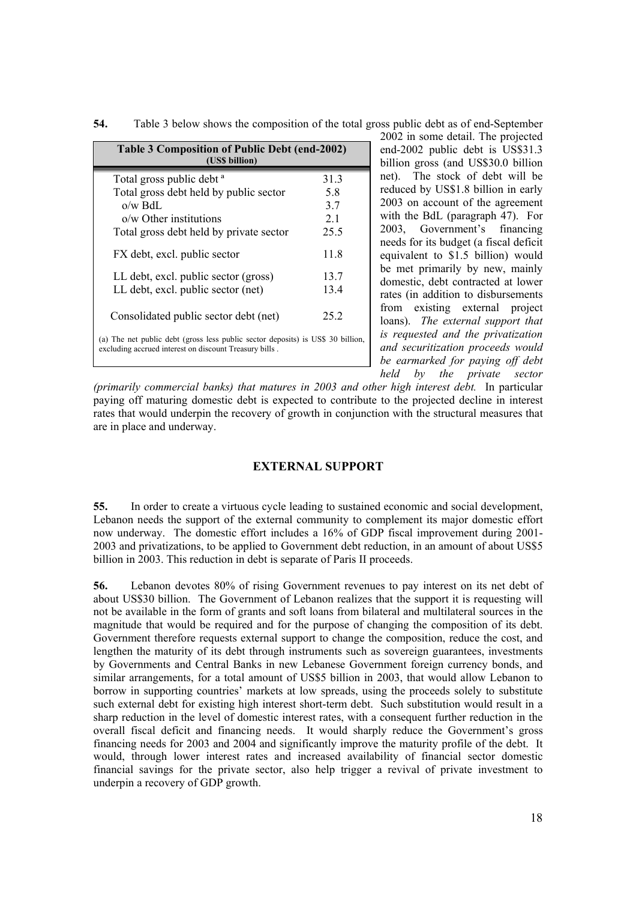**54.** Table 3 below shows the composition of the total gross public debt as of end-September 2002 in some detail. The projected end-2002 public debt is US$31.3 billion gross (and US$30.0 billion net). The stock of debt will be reduced by US$1.8 billion in early 2003 on account of the agreement with the BdL (paragraph 47). For 2003, Government's financing needs for its budget (a fiscal deficit equivalent to $1.5 billion) would be met primarily by new, mainly domestic, debt contracted at lower rates (in addition to disbursements from existing external project loans). *The external support that is requested and the privatization and securitization proceeds would be earmarked for paying off debt held by the private sector (primarily commercial banks) that matures in 2003 and other high interest debt.* In particular paying off maturing domestic debt is expected to contribute to the projected decline in interest rates that would underpin the recovery of growth in conjunction with the structural measures that are in place and underway.

**Table 3 Composition of Public Debt (end-2002)**
**(US$ billion)**

| | |
|---|---|
| Total gross public debt [a] | 31.3 |
| Total gross debt held by public sector | 5.8 |
| o/w BdL | 3.7 |
| o/w Other institutions | 2.1 |
| Total gross debt held by private sector | 25.5 |
| FX debt, excl. public sector | 11.8 |
| LL debt, excl. public sector (gross) | 13.7 |
| LL debt, excl. public sector (net) | 13.4 |
| Consolidated public sector debt (net) | 25.2 |

(a) The net public debt (gross less public sector deposits) is US$ 30 billion, excluding accrued interest on discount Treasury bills .

## EXTERNAL SUPPORT

**55.** In order to create a virtuous cycle leading to sustained economic and social development, Lebanon needs the support of the external community to complement its major domestic effort now underway. The domestic effort includes a 16% of GDP fiscal improvement during 2001-2003 and privatizations, to be applied to Government debt reduction, in an amount of about US$5 billion in 2003. This reduction in debt is separate of Paris II proceeds.

**56.** Lebanon devotes 80% of rising Government revenues to pay interest on its net debt of about US$30 billion. The Government of Lebanon realizes that the support it is requesting will not be available in the form of grants and soft loans from bilateral and multilateral sources in the magnitude that would be required and for the purpose of changing the composition of its debt. Government therefore requests external support to change the composition, reduce the cost, and lengthen the maturity of its debt through instruments such as sovereign guarantees, investments by Governments and Central Banks in new Lebanese Government foreign currency bonds, and similar arrangements, for a total amount of US$5 billion in 2003, that would allow Lebanon to borrow in supporting countries' markets at low spreads, using the proceeds solely to substitute such external debt for existing high interest short-term debt. Such substitution would result in a sharp reduction in the level of domestic interest rates, with a consequent further reduction in the overall fiscal deficit and financing needs. It would sharply reduce the Government's gross financing needs for 2003 and 2004 and significantly improve the maturity profile of the debt. It would, through lower interest rates and increased availability of financial sector domestic financial savings for the private sector, also help trigger a revival of private investment to underpin a recovery of GDP growth.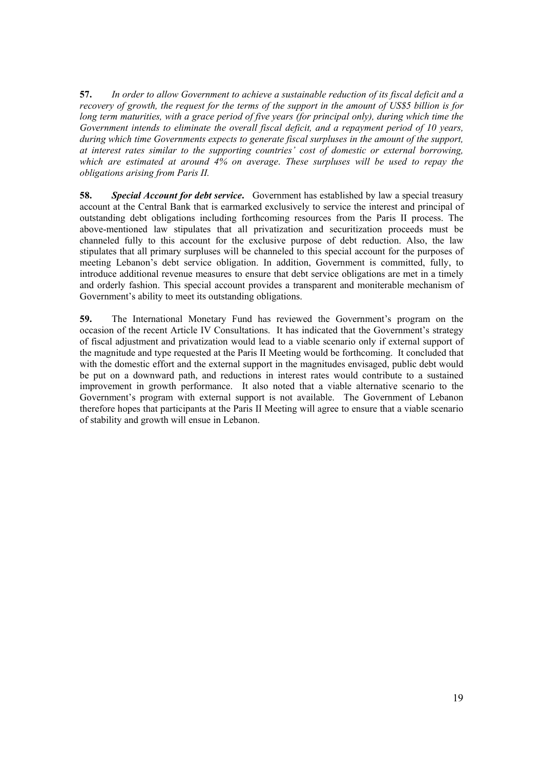**57.** *In order to allow Government to achieve a sustainable reduction of its fiscal deficit and a recovery of growth, the request for the terms of the support in the amount of US$5 billion is for long term maturities, with a grace period of five years (for principal only), during which time the Government intends to eliminate the overall fiscal deficit, and a repayment period of 10 years, during which time Governments expects to generate fiscal surpluses in the amount of the support, at interest rates similar to the supporting countries' cost of domestic or external borrowing, which are estimated at around 4% on average. These surpluses will be used to repay the obligations arising from Paris II.*

**58.** ***Special Account for debt service*.** Government has established by law a special treasury account at the Central Bank that is earmarked exclusively to service the interest and principal of outstanding debt obligations including forthcoming resources from the Paris II process. The above-mentioned law stipulates that all privatization and securitization proceeds must be channeled fully to this account for the exclusive purpose of debt reduction. Also, the law stipulates that all primary surpluses will be channeled to this special account for the purposes of meeting Lebanon's debt service obligation. In addition, Government is committed, fully, to introduce additional revenue measures to ensure that debt service obligations are met in a timely and orderly fashion. This special account provides a transparent and moniterable mechanism of Government's ability to meet its outstanding obligations.

**59.** The International Monetary Fund has reviewed the Government's program on the occasion of the recent Article IV Consultations. It has indicated that the Government's strategy of fiscal adjustment and privatization would lead to a viable scenario only if external support of the magnitude and type requested at the Paris II Meeting would be forthcoming. It concluded that with the domestic effort and the external support in the magnitudes envisaged, public debt would be put on a downward path, and reductions in interest rates would contribute to a sustained improvement in growth performance. It also noted that a viable alternative scenario to the Government's program with external support is not available. The Government of Lebanon therefore hopes that participants at the Paris II Meeting will agree to ensure that a viable scenario of stability and growth will ensue in Lebanon.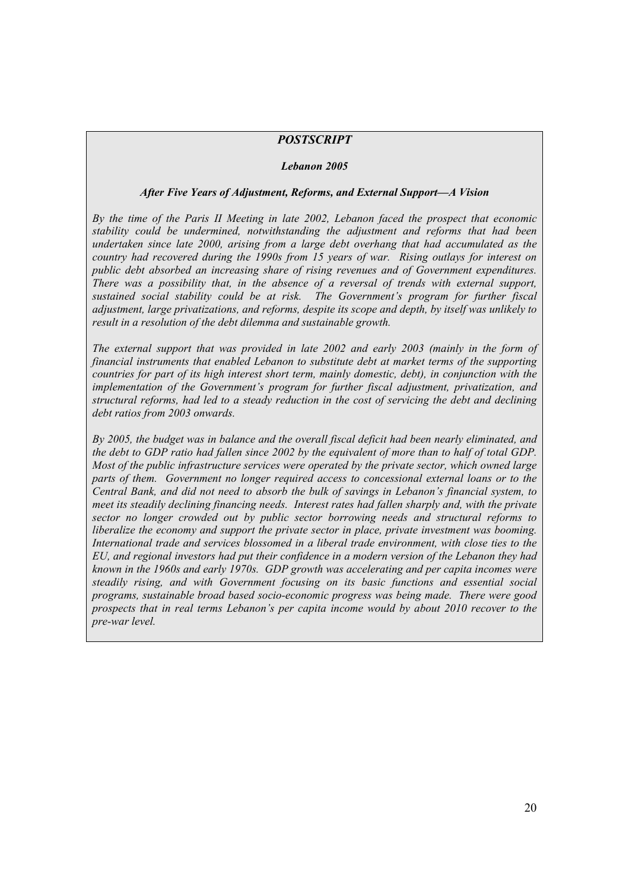## *POSTSCRIPT*

### *Lebanon 2005*

### *After Five Years of Adjustment, Reforms, and External Support—A Vision*

*By the time of the Paris II Meeting in late 2002, Lebanon faced the prospect that economic stability could be undermined, notwithstanding the adjustment and reforms that had been undertaken since late 2000, arising from a large debt overhang that had accumulated as the country had recovered during the 1990s from 15 years of war. Rising outlays for interest on public debt absorbed an increasing share of rising revenues and of Government expenditures. There was a possibility that, in the absence of a reversal of trends with external support, sustained social stability could be at risk. The Government's program for further fiscal adjustment, large privatizations, and reforms, despite its scope and depth, by itself was unlikely to result in a resolution of the debt dilemma and sustainable growth.*

*The external support that was provided in late 2002 and early 2003 (mainly in the form of financial instruments that enabled Lebanon to substitute debt at market terms of the supporting countries for part of its high interest short term, mainly domestic, debt), in conjunction with the implementation of the Government's program for further fiscal adjustment, privatization, and structural reforms, had led to a steady reduction in the cost of servicing the debt and declining debt ratios from 2003 onwards.*

*By 2005, the budget was in balance and the overall fiscal deficit had been nearly eliminated, and the debt to GDP ratio had fallen since 2002 by the equivalent of more than to half of total GDP. Most of the public infrastructure services were operated by the private sector, which owned large parts of them. Government no longer required access to concessional external loans or to the Central Bank, and did not need to absorb the bulk of savings in Lebanon's financial system, to meet its steadily declining financing needs. Interest rates had fallen sharply and, with the private sector no longer crowded out by public sector borrowing needs and structural reforms to liberalize the economy and support the private sector in place, private investment was booming. International trade and services blossomed in a liberal trade environment, with close ties to the EU, and regional investors had put their confidence in a modern version of the Lebanon they had known in the 1960s and early 1970s. GDP growth was accelerating and per capita incomes were steadily rising, and with Government focusing on its basic functions and essential social programs, sustainable broad based socio-economic progress was being made. There were good prospects that in real terms Lebanon's per capita income would by about 2010 recover to the pre-war level.*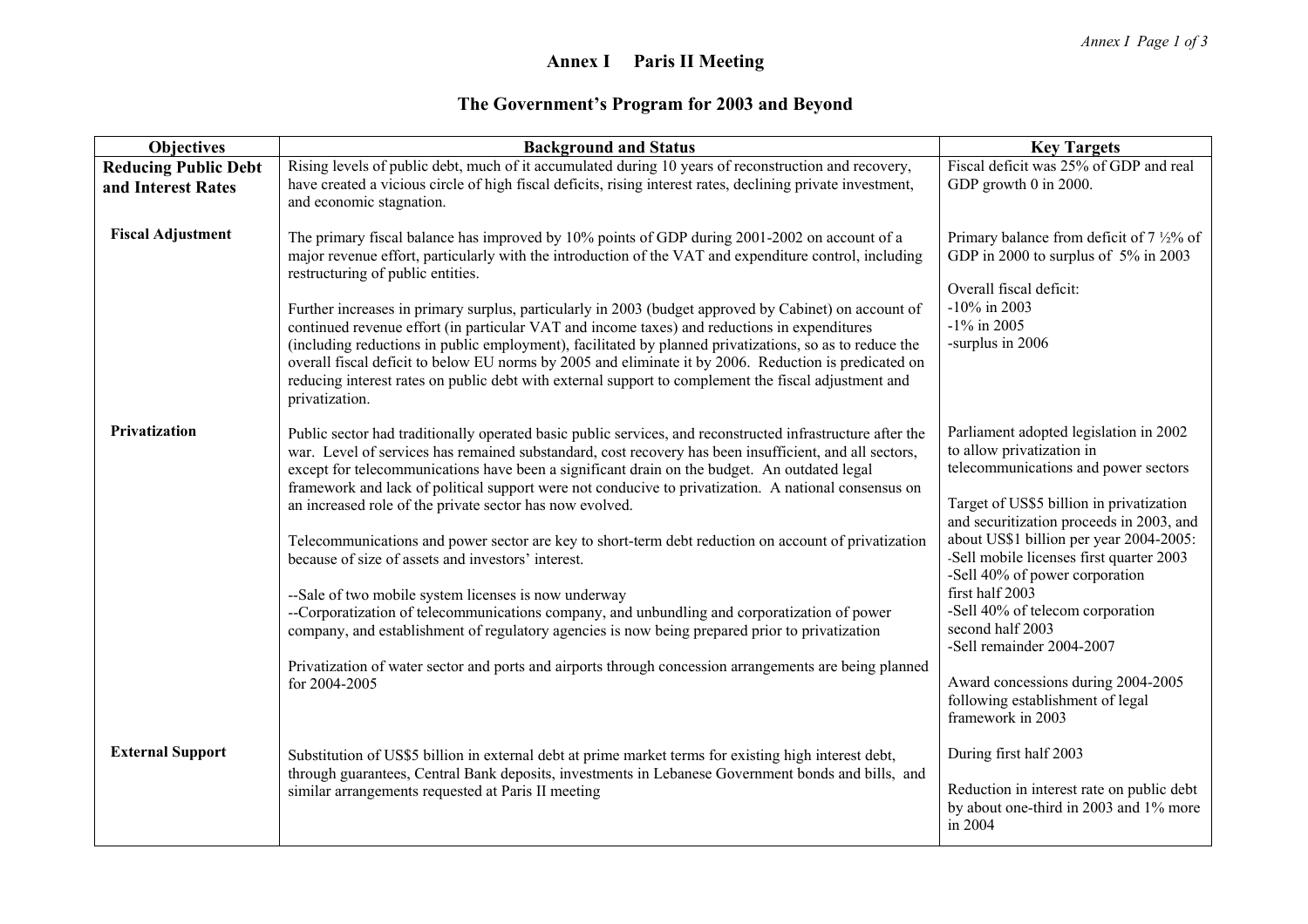# Annex I Paris II Meeting

## The Government's Program for 2003 and Beyond

| Objectives | Background and Status | Key Targets |
|---|---|---|
| **Reducing Public Debt and Interest Rates** | Rising levels of public debt, much of it accumulated during 10 years of reconstruction and recovery, have created a vicious circle of high fiscal deficits, rising interest rates, declining private investment, and economic stagnation. | Fiscal deficit was 25% of GDP and real GDP growth 0 in 2000. |
| **Fiscal Adjustment** | The primary fiscal balance has improved by 10% points of GDP during 2001-2002 on account of a major revenue effort, particularly with the introduction of the VAT and expenditure control, including restructuring of public entities.<br><br>Further increases in primary surplus, particularly in 2003 (budget approved by Cabinet) on account of continued revenue effort (in particular VAT and income taxes) and reductions in expenditures (including reductions in public employment), facilitated by planned privatizations, so as to reduce the overall fiscal deficit to below EU norms by 2005 and eliminate it by 2006. Reduction is predicated on reducing interest rates on public debt with external support to complement the fiscal adjustment and privatization. | Primary balance from deficit of 7 ½% of GDP in 2000 to surplus of 5% in 2003<br><br>Overall fiscal deficit:<br>-10% in 2003<br>-1% in 2005<br>-surplus in 2006 |
| **Privatization** | Public sector had traditionally operated basic public services, and reconstructed infrastructure after the war. Level of services has remained substandard, cost recovery has been insufficient, and all sectors, except for telecommunications have been a significant drain on the budget. An outdated legal framework and lack of political support were not conducive to privatization. A national consensus on an increased role of the private sector has now evolved.<br><br>Telecommunications and power sector are key to short-term debt reduction on account of privatization because of size of assets and investors' interest.<br><br>--Sale of two mobile system licenses is now underway<br>--Corporatization of telecommunications company, and unbundling and corporatization of power company, and establishment of regulatory agencies is now being prepared prior to privatization<br><br>Privatization of water sector and ports and airports through concession arrangements are being planned for 2004-2005 | Parliament adopted legislation in 2002 to allow privatization in telecommunications and power sectors<br><br>Target of US$5 billion in privatization and securitization proceeds in 2003, and about US$1 billion per year 2004-2005:<br>-Sell mobile licenses first quarter 2003<br>-Sell 40% of power corporation first half 2003<br>-Sell 40% of telecom corporation second half 2003<br>-Sell remainder 2004-2007<br><br>Award concessions during 2004-2005 following establishment of legal framework in 2003 |
| **External Support** | Substitution of US$5 billion in external debt at prime market terms for existing high interest debt, through guarantees, Central Bank deposits, investments in Lebanese Government bonds and bills, and similar arrangements requested at Paris II meeting | During first half 2003<br><br>Reduction in interest rate on public debt by about one-third in 2003 and 1% more in 2004 |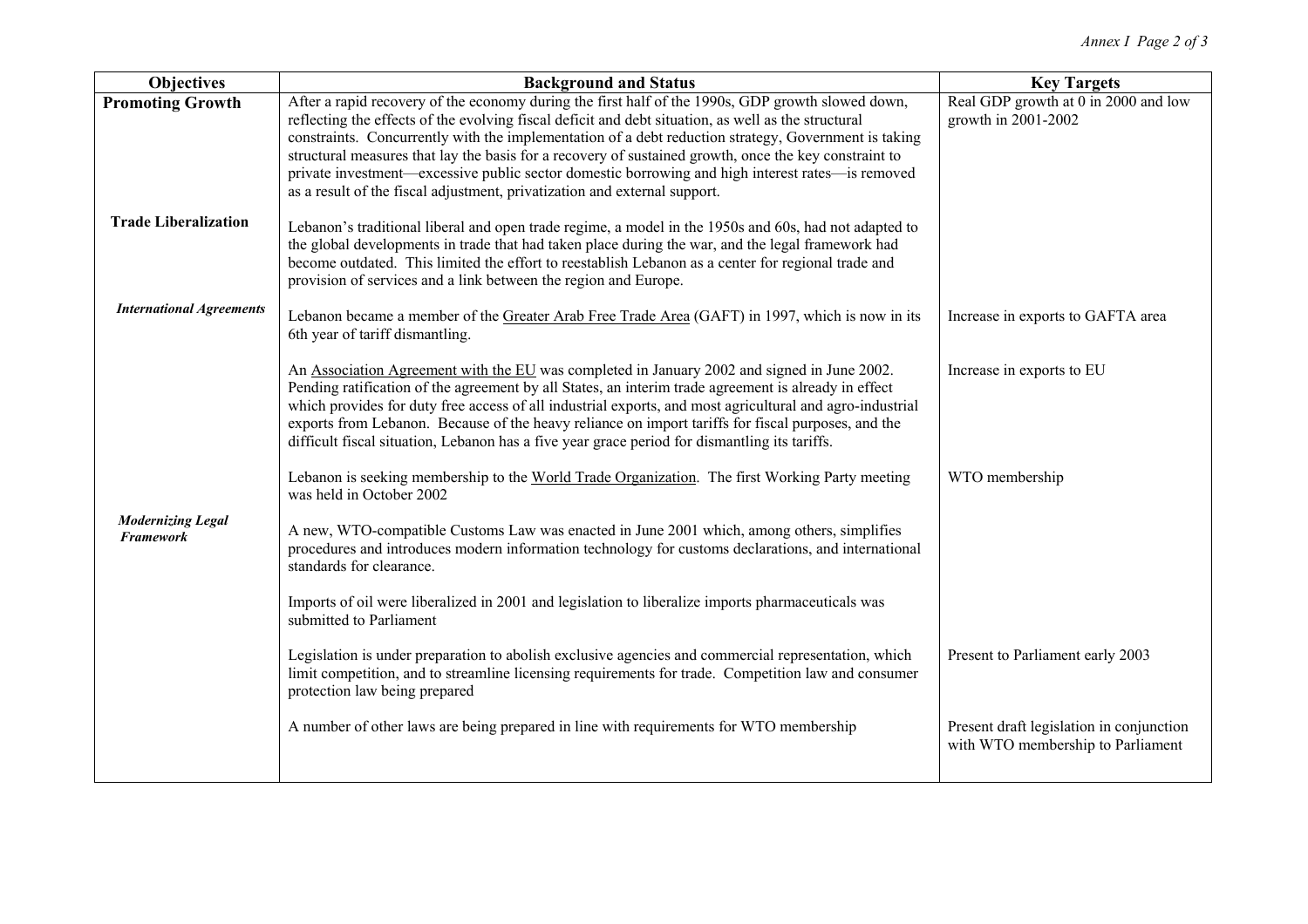| Objectives | Background and Status | Key Targets |
|---|---|---|
| **Promoting Growth** | After a rapid recovery of the economy during the first half of the 1990s, GDP growth slowed down, reflecting the effects of the evolving fiscal deficit and debt situation, as well as the structural constraints. Concurrently with the implementation of a debt reduction strategy, Government is taking structural measures that lay the basis for a recovery of sustained growth, once the key constraint to private investment—excessive public sector domestic borrowing and high interest rates—is removed as a result of the fiscal adjustment, privatization and external support. | Real GDP growth at 0 in 2000 and low growth in 2001-2002 |
| **Trade Liberalization** | Lebanon's traditional liberal and open trade regime, a model in the 1950s and 60s, had not adapted to the global developments in trade that had taken place during the war, and the legal framework had become outdated. This limited the effort to reestablish Lebanon as a center for regional trade and provision of services and a link between the region and Europe. | |
| ***International Agreements*** | Lebanon became a member of the Greater Arab Free Trade Area (GAFT) in 1997, which is now in its 6th year of tariff dismantling. | Increase in exports to GAFTA area |
| | An Association Agreement with the EU was completed in January 2002 and signed in June 2002. Pending ratification of the agreement by all States, an interim trade agreement is already in effect which provides for duty free access of all industrial exports, and most agricultural and agro-industrial exports from Lebanon. Because of the heavy reliance on import tariffs for fiscal purposes, and the difficult fiscal situation, Lebanon has a five year grace period for dismantling its tariffs. | Increase in exports to EU |
| | Lebanon is seeking membership to the World Trade Organization. The first Working Party meeting was held in October 2002 | WTO membership |
| ***Modernizing Legal Framework*** | A new, WTO-compatible Customs Law was enacted in June 2001 which, among others, simplifies procedures and introduces modern information technology for customs declarations, and international standards for clearance. | |
| | Imports of oil were liberalized in 2001 and legislation to liberalize imports pharmaceuticals was submitted to Parliament | |
| | Legislation is under preparation to abolish exclusive agencies and commercial representation, which limit competition, and to streamline licensing requirements for trade. Competition law and consumer protection law being prepared | Present to Parliament early 2003 |
| | A number of other laws are being prepared in line with requirements for WTO membership | Present draft legislation in conjunction with WTO membership to Parliament |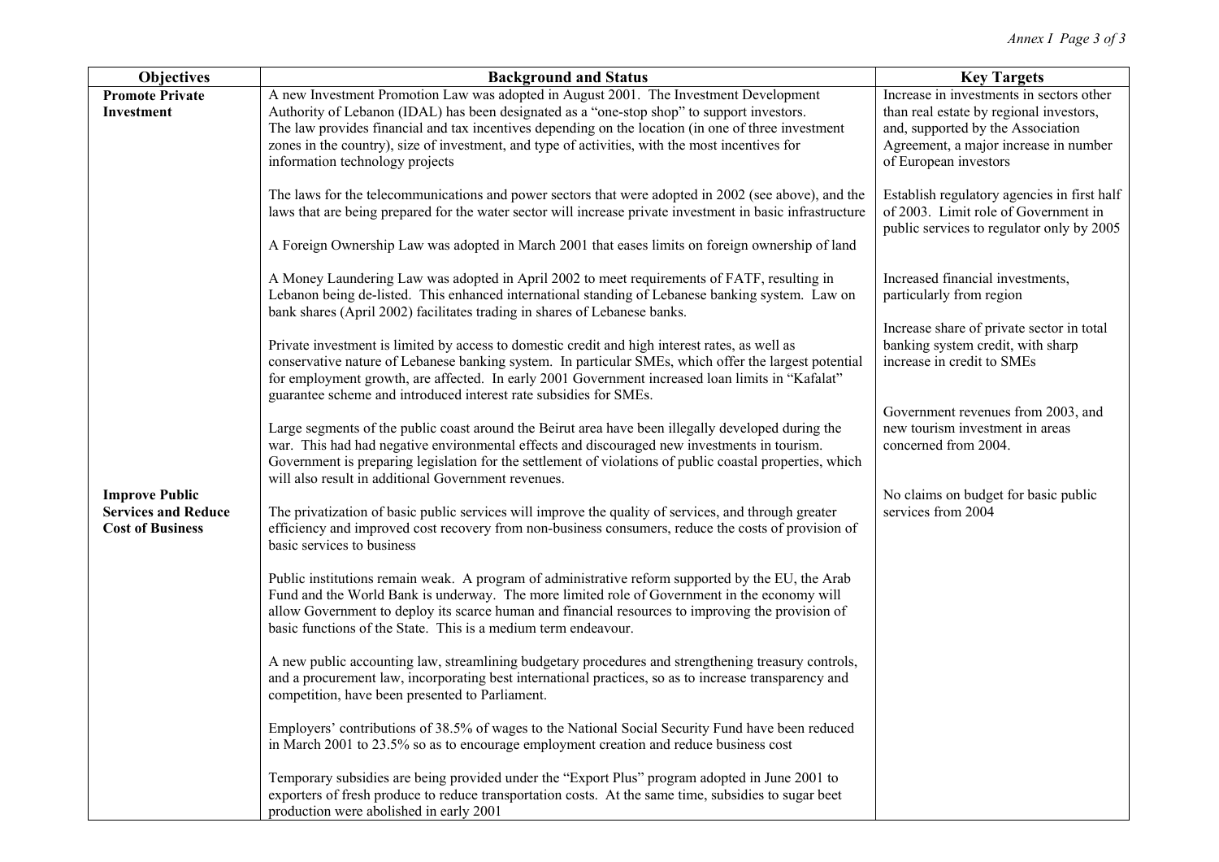| Objectives | Background and Status | Key Targets |
|---|---|---|
| **Promote Private Investment** | A new Investment Promotion Law was adopted in August 2001. The Investment Development Authority of Lebanon (IDAL) has been designated as a "one-stop shop" to support investors. The law provides financial and tax incentives depending on the location (in one of three investment zones in the country), size of investment, and type of activities, with the most incentives for information technology projects | Increase in investments in sectors other than real estate by regional investors, and, supported by the Association Agreement, a major increase in number of European investors |
| | The laws for the telecommunications and power sectors that were adopted in 2002 (see above), and the laws that are being prepared for the water sector will increase private investment in basic infrastructure | Establish regulatory agencies in first half of 2003. Limit role of Government in public services to regulator only by 2005 |
| | A Foreign Ownership Law was adopted in March 2001 that eases limits on foreign ownership of land | |
| | A Money Laundering Law was adopted in April 2002 to meet requirements of FATF, resulting in Lebanon being de-listed. This enhanced international standing of Lebanese banking system. Law on bank shares (April 2002) facilitates trading in shares of Lebanese banks. | Increased financial investments, particularly from region |
| | Private investment is limited by access to domestic credit and high interest rates, as well as conservative nature of Lebanese banking system. In particular SMEs, which offer the largest potential for employment growth, are affected. In early 2001 Government increased loan limits in "Kafalat" guarantee scheme and introduced interest rate subsidies for SMEs. | Increase share of private sector in total banking system credit, with sharp increase in credit to SMEs |
| | Large segments of the public coast around the Beirut area have been illegally developed during the war. This had had negative environmental effects and discouraged new investments in tourism. Government is preparing legislation for the settlement of violations of public coastal properties, which will also result in additional Government revenues. | Government revenues from 2003, and new tourism investment in areas concerned from 2004. |
| **Improve Public Services and Reduce Cost of Business** | The privatization of basic public services will improve the quality of services, and through greater efficiency and improved cost recovery from non-business consumers, reduce the costs of provision of basic services to business | No claims on budget for basic public services from 2004 |
| | Public institutions remain weak. A program of administrative reform supported by the EU, the Arab Fund and the World Bank is underway. The more limited role of Government in the economy will allow Government to deploy its scarce human and financial resources to improving the provision of basic functions of the State. This is a medium term endeavour. | |
| | A new public accounting law, streamlining budgetary procedures and strengthening treasury controls, and a procurement law, incorporating best international practices, so as to increase transparency and competition, have been presented to Parliament. | |
| | Employers' contributions of 38.5% of wages to the National Social Security Fund have been reduced in March 2001 to 23.5% so as to encourage employment creation and reduce business cost | |
| | Temporary subsidies are being provided under the "Export Plus" program adopted in June 2001 to exporters of fresh produce to reduce transportation costs. At the same time, subsidies to sugar beet production were abolished in early 2001 | |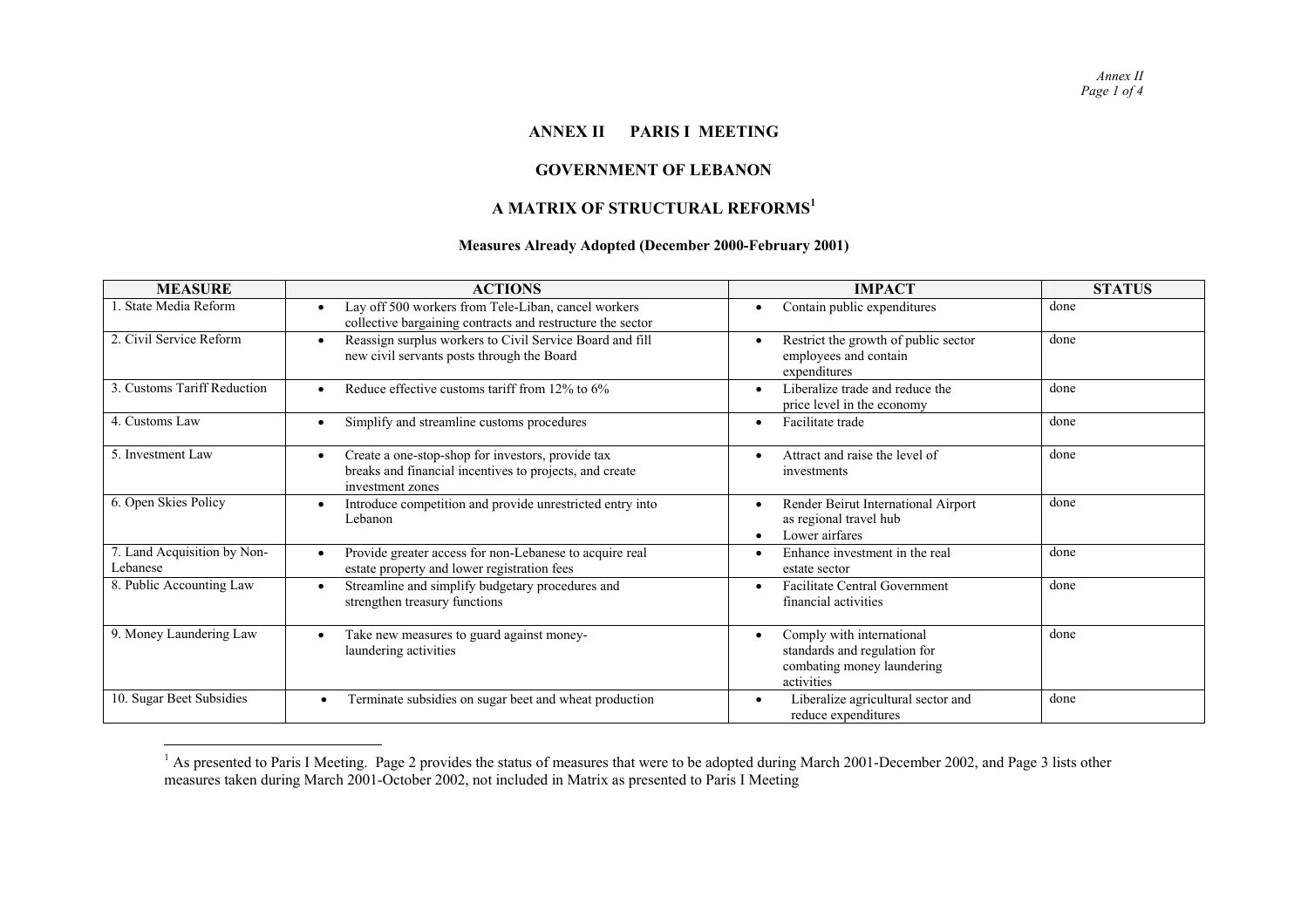# ANNEX II PARIS I MEETING

## GOVERNMENT OF LEBANON

## A MATRIX OF STRUCTURAL REFORMS[1]

### Measures Already Adopted (December 2000-February 2001)

| MEASURE | ACTIONS | IMPACT | STATUS |
|---|---|---|---|
| 1. State Media Reform | • Lay off 500 workers from Tele-Liban, cancel workers collective bargaining contracts and restructure the sector | • Contain public expenditures | done |
| 2. Civil Service Reform | • Reassign surplus workers to Civil Service Board and fill new civil servants posts through the Board | • Restrict the growth of public sector employees and contain expenditures | done |
| 3. Customs Tariff Reduction | • Reduce effective customs tariff from 12% to 6% | • Liberalize trade and reduce the price level in the economy | done |
| 4. Customs Law | • Simplify and streamline customs procedures | • Facilitate trade | done |
| 5. Investment Law | • Create a one-stop-shop for investors, provide tax breaks and financial incentives to projects, and create investment zones | • Attract and raise the level of investments | done |
| 6. Open Skies Policy | • Introduce competition and provide unrestricted entry into Lebanon | • Render Beirut International Airport as regional travel hub<br>• Lower airfares | done |
| 7. Land Acquisition by Non-Lebanese | • Provide greater access for non-Lebanese to acquire real estate property and lower registration fees | • Enhance investment in the real estate sector | done |
| 8. Public Accounting Law | • Streamline and simplify budgetary procedures and strengthen treasury functions | • Facilitate Central Government financial activities | done |
| 9. Money Laundering Law | • Take new measures to guard against money-laundering activities | • Comply with international standards and regulation for combating money laundering activities | done |
| 10. Sugar Beet Subsidies | • Terminate subsidies on sugar beet and wheat production | • Liberalize agricultural sector and reduce expenditures | done |

[1] As presented to Paris I Meeting. Page 2 provides the status of measures that were to be adopted during March 2001-December 2002, and Page 3 lists other measures taken during March 2001-October 2002, not included in Matrix as presented to Paris I Meeting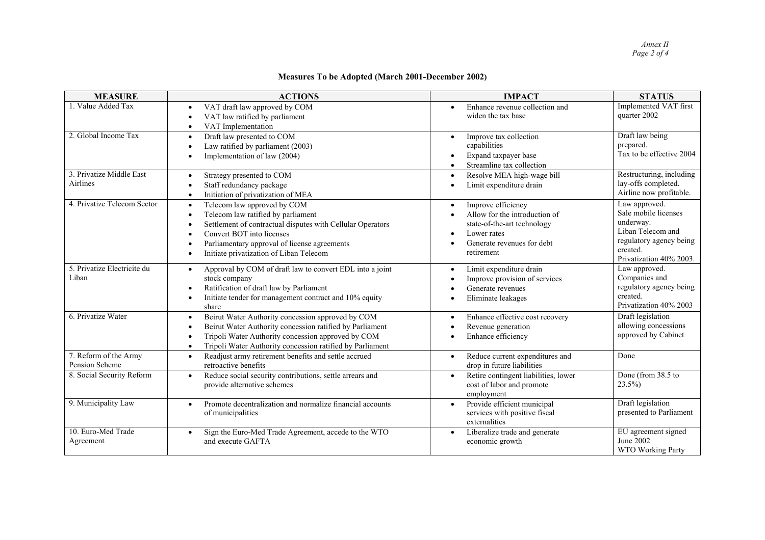## Measures To be Adopted (March 2001-December 2002)

| MEASURE | ACTIONS | IMPACT | STATUS |
|---|---|---|---|
| 1. Value Added Tax | • VAT draft law approved by COM<br>• VAT law ratified by parliament<br>• VAT Implementation | • Enhance revenue collection and widen the tax base | Implemented VAT first quarter 2002 |
| 2. Global Income Tax | • Draft law presented to COM<br>• Law ratified by parliament (2003)<br>• Implementation of law (2004) | • Improve tax collection capabilities<br>• Expand taxpayer base<br>• Streamline tax collection | Draft law being prepared.<br>Tax to be effective 2004 |
| 3. Privatize Middle East Airlines | • Strategy presented to COM<br>• Staff redundancy package<br>• Initiation of privatization of MEA | • Resolve MEA high-wage bill<br>• Limit expenditure drain | Restructuring, including lay-offs completed.<br>Airline now profitable. |
| 4. Privatize Telecom Sector | • Telecom law approved by COM<br>• Telecom law ratified by parliament<br>• Settlement of contractual disputes with Cellular Operators<br>• Convert BOT into licenses<br>• Parliamentary approval of license agreements<br>• Initiate privatization of Liban Telecom | • Improve efficiency<br>• Allow for the introduction of state-of-the-art technology<br>• Lower rates<br>• Generate revenues for debt retirement | Law approved.<br>Sale mobile licenses underway.<br>Liban Telecom and regulatory agency being created.<br>Privatization 40% 2003. |
| 5. Privatize Electricite du Liban | • Approval by COM of draft law to convert EDL into a joint stock company<br>• Ratification of draft law by Parliament<br>• Initiate tender for management contract and 10% equity share | • Limit expenditure drain<br>• Improve provision of services<br>• Generate revenues<br>• Eliminate leakages | Law approved.<br>Companies and regulatory agency being created.<br>Privatization 40% 2003 |
| 6. Privatize Water | • Beirut Water Authority concession approved by COM<br>• Beirut Water Authority concession ratified by Parliament<br>• Tripoli Water Authority concession approved by COM<br>• Tripoli Water Authority concession ratified by Parliament | • Enhance effective cost recovery<br>• Revenue generation<br>• Enhance efficiency | Draft legislation allowing concessions approved by Cabinet |
| 7. Reform of the Army Pension Scheme | • Readjust army retirement benefits and settle accrued retroactive benefits | • Reduce current expenditures and drop in future liabilities | Done |
| 8. Social Security Reform | • Reduce social security contributions, settle arrears and provide alternative schemes | • Retire contingent liabilities, lower cost of labor and promote employment | Done (from 38.5 to 23.5%) |
| 9. Municipality Law | • Promote decentralization and normalize financial accounts of municipalities | • Provide efficient municipal services with positive fiscal externalities | Draft legislation presented to Parliament |
| 10. Euro-Med Trade Agreement | • Sign the Euro-Med Trade Agreement, accede to the WTO and execute GAFTA | • Liberalize trade and generate economic growth | EU agreement signed June 2002<br>WTO Working Party |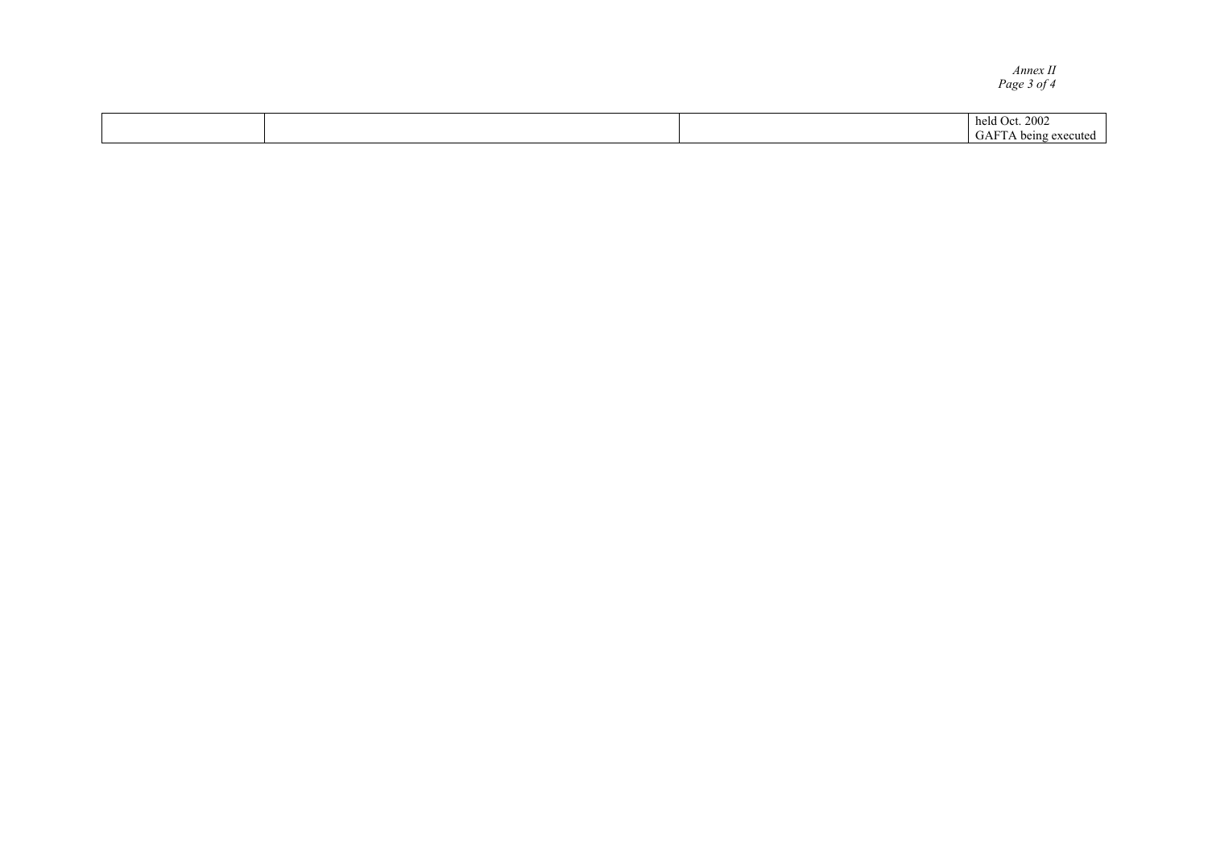| | | | |
|---|---|---|---|
| | | | held Oct. 2002<br>GAFTA being executed |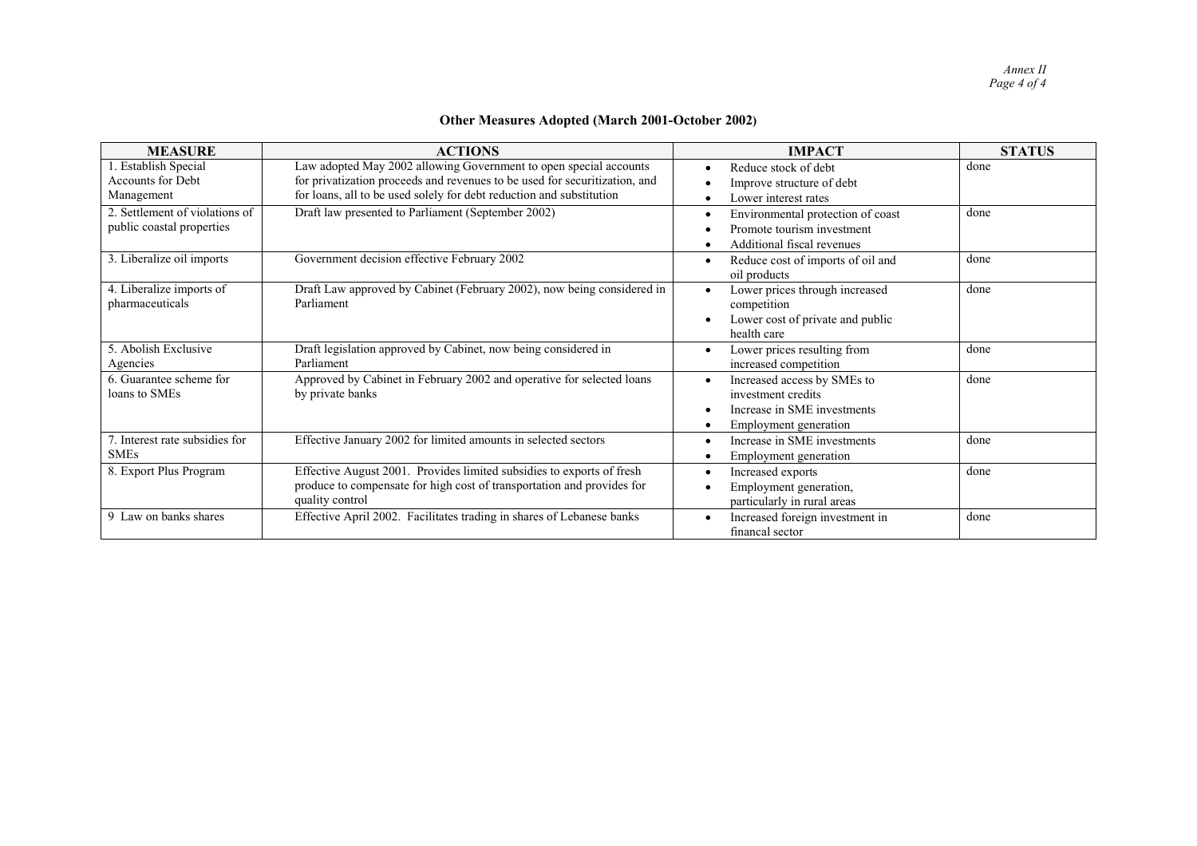## Other Measures Adopted (March 2001-October 2002)

| MEASURE | ACTIONS | IMPACT | STATUS |
|---|---|---|---|
| 1. Establish Special Accounts for Debt Management | Law adopted May 2002 allowing Government to open special accounts for privatization proceeds and revenues to be used for securitization, and for loans, all to be used solely for debt reduction and substitution | • Reduce stock of debt<br>• Improve structure of debt<br>• Lower interest rates | done |
| 2. Settlement of violations of public coastal properties | Draft law presented to Parliament (September 2002) | • Environmental protection of coast<br>• Promote tourism investment<br>• Additional fiscal revenues | done |
| 3. Liberalize oil imports | Government decision effective February 2002 | • Reduce cost of imports of oil and oil products | done |
| 4. Liberalize imports of pharmaceuticals | Draft Law approved by Cabinet (February 2002), now being considered in Parliament | • Lower prices through increased competition<br>• Lower cost of private and public health care | done |
| 5. Abolish Exclusive Agencies | Draft legislation approved by Cabinet, now being considered in Parliament | • Lower prices resulting from increased competition | done |
| 6. Guarantee scheme for loans to SMEs | Approved by Cabinet in February 2002 and operative for selected loans by private banks | • Increased access by SMEs to investment credits<br>• Increase in SME investments<br>• Employment generation | done |
| 7. Interest rate subsidies for SMEs | Effective January 2002 for limited amounts in selected sectors | • Increase in SME investments<br>• Employment generation | done |
| 8. Export Plus Program | Effective August 2001. Provides limited subsidies to exports of fresh produce to compensate for high cost of transportation and provides for quality control | • Increased exports<br>• Employment generation, particularly in rural areas | done |
| 9 Law on banks shares | Effective April 2002. Facilitates trading in shares of Lebanese banks | • Increased foreign investment in financal sector | done |